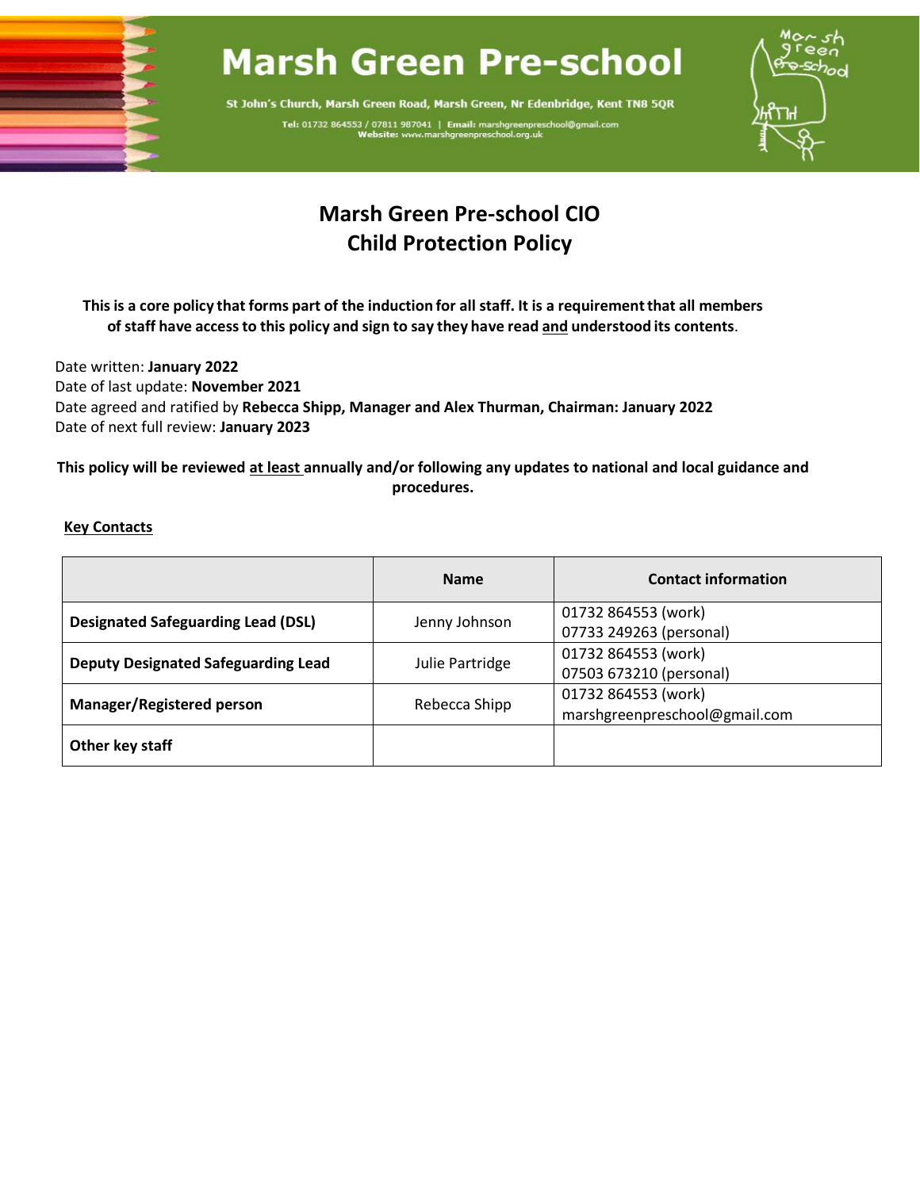# Marsh Green Pre-school

St John's Church, Marsh Green Road, Marsh Green, Nr Edenbridge, Kent TN8 5QR

Tel: 01732 864553 / 07811 987041 | Email: marshgreenpreschool@gmail.com
Website: www.marshgreenpreschool.org.uk

## Marsh Green Pre-school CIO
## Child Protection Policy

**This is a core policy that forms part of the induction for all staff. It is a requirement that all members of staff have access to this policy and sign to say they have read <u>and</u> understood its contents.**

Date written: **January 2022**
Date of last update: **November 2021**
Date agreed and ratified by **Rebecca Shipp, Manager and Alex Thurman, Chairman: January 2022**
Date of next full review: **January 2023**

**This policy will be reviewed <u>at least</u> annually and/or following any updates to national and local guidance and procedures.**

**<u>Key Contacts</u>**

| | Name | Contact information |
|---|---|---|
| **Designated Safeguarding Lead (DSL)** | Jenny Johnson | 01732 864553 (work)<br>07733 249263 (personal) |
| **Deputy Designated Safeguarding Lead** | Julie Partridge | 01732 864553 (work)<br>07503 673210 (personal) |
| **Manager/Registered person** | Rebecca Shipp | 01732 864553 (work)<br>marshgreenpreschool@gmail.com |
| **Other key staff** | | |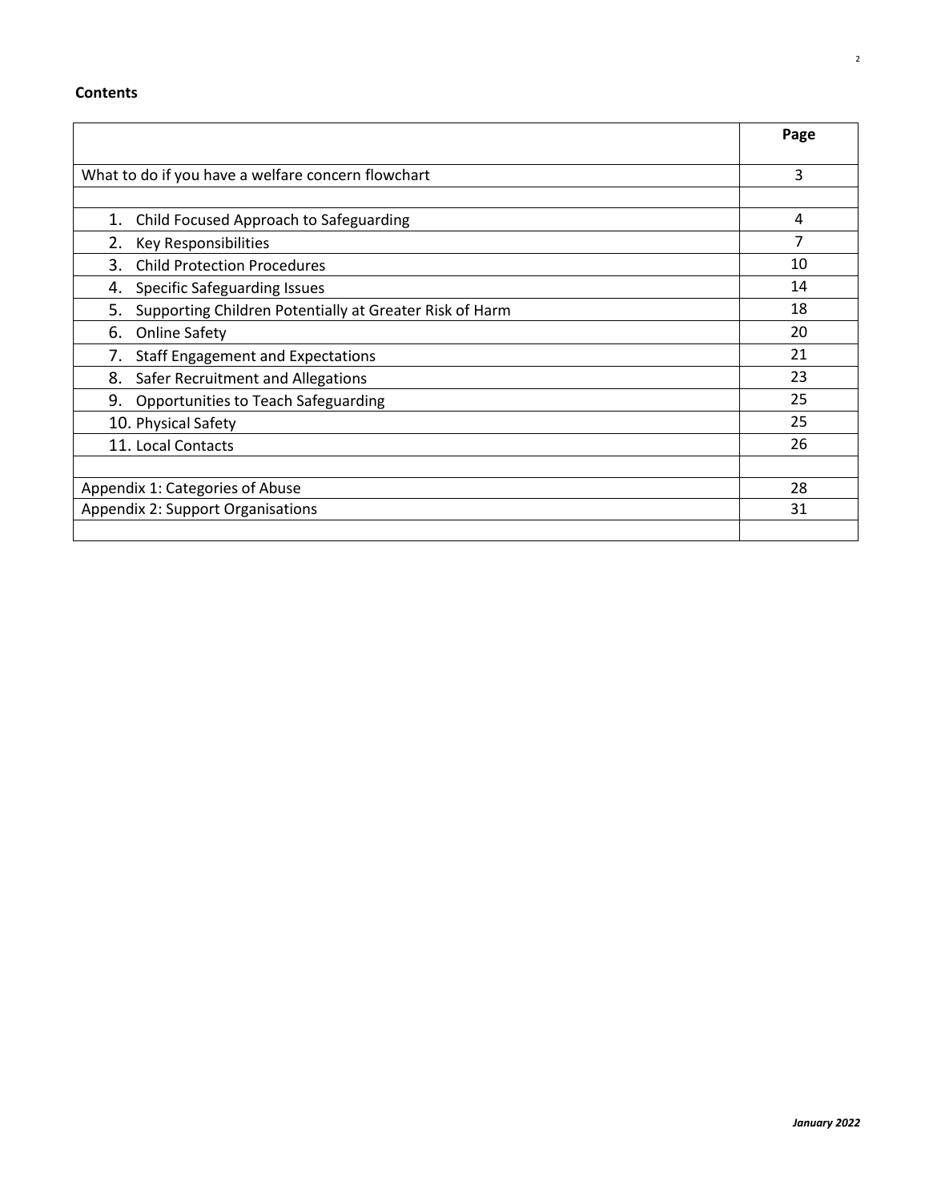**Contents**

| | Page |
|---|---|
| What to do if you have a welfare concern flowchart | 3 |
| | |
| 1. Child Focused Approach to Safeguarding | 4 |
| 2. Key Responsibilities | 7 |
| 3. Child Protection Procedures | 10 |
| 4. Specific Safeguarding Issues | 14 |
| 5. Supporting Children Potentially at Greater Risk of Harm | 18 |
| 6. Online Safety | 20 |
| 7. Staff Engagement and Expectations | 21 |
| 8. Safer Recruitment and Allegations | 23 |
| 9. Opportunities to Teach Safeguarding | 25 |
| 10. Physical Safety | 25 |
| 11. Local Contacts | 26 |
| | |
| Appendix 1: Categories of Abuse | 28 |
| Appendix 2: Support Organisations | 31 |
| | |

*January 2022*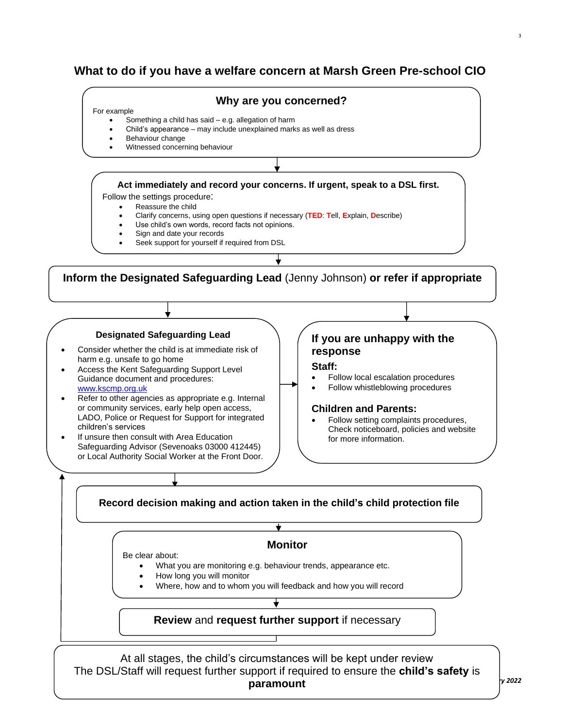# What to do if you have a welfare concern at Marsh Green Pre-school CIO

## Why are you concerned?

For example

- Something a child has said – e.g. allegation of harm
- Child's appearance – may include unexplained marks as well as dress
- Behaviour change
- Witnessed concerning behaviour

**Act immediately and record your concerns. If urgent, speak to a DSL first.**

Follow the settings procedure:

- Reassure the child
- Clarify concerns, using open questions if necessary (**TED**: **T**ell, **E**xplain, **D**escribe)
- Use child's own words, record facts not opinions.
- Sign and date your records
- Seek support for yourself if required from DSL

**Inform the Designated Safeguarding Lead** (Jenny Johnson) **or refer if appropriate**

### Designated Safeguarding Lead

- Consider whether the child is at immediate risk of harm e.g. unsafe to go home
- Access the Kent Safeguarding Support Level Guidance document and procedures: www.kscmp.org.uk
- Refer to other agencies as appropriate e.g. Internal or community services, early help open access, LADO, Police or Request for Support for integrated children's services
- If unsure then consult with Area Education Safeguarding Advisor (Sevenoaks 03000 412445) or Local Authority Social Worker at the Front Door.

### If you are unhappy with the response

**Staff:**

- Follow local escalation procedures
- Follow whistleblowing procedures

**Children and Parents:**

- Follow setting complaints procedures, Check noticeboard, policies and website for more information.

**Record decision making and action taken in the child's child protection file**

## Monitor

Be clear about:

- What you are monitoring e.g. behaviour trends, appearance etc.
- How long you will monitor
- Where, how and to whom you will feedback and how you will record

**Review** and **request further support** if necessary

At all stages, the child's circumstances will be kept under review
The DSL/Staff will request further support if required to ensure the **child's safety** is **paramount**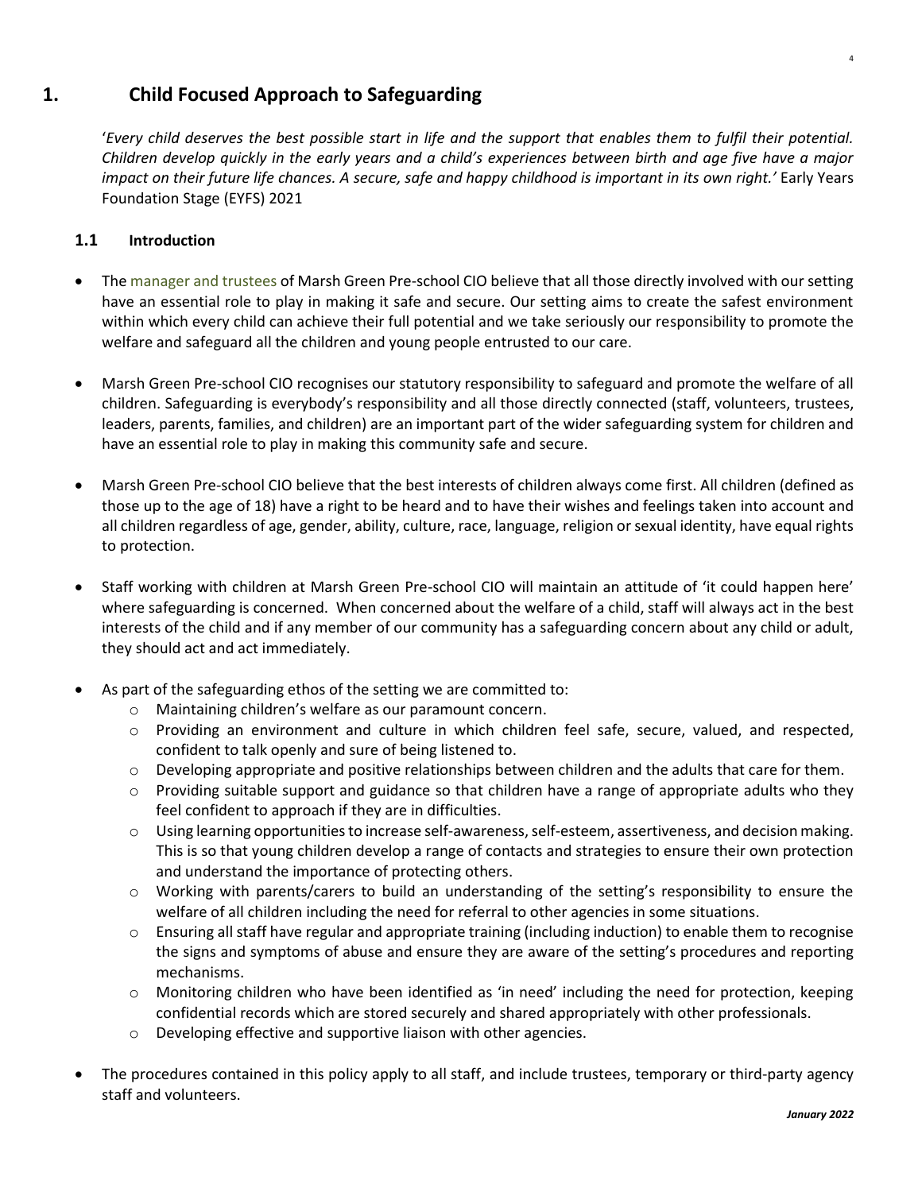# 1. Child Focused Approach to Safeguarding

'*Every child deserves the best possible start in life and the support that enables them to fulfil their potential. Children develop quickly in the early years and a child's experiences between birth and age five have a major impact on their future life chances. A secure, safe and happy childhood is important in its own right.'* Early Years Foundation Stage (EYFS) 2021

## 1.1 Introduction

- The manager and trustees of Marsh Green Pre-school CIO believe that all those directly involved with our setting have an essential role to play in making it safe and secure. Our setting aims to create the safest environment within which every child can achieve their full potential and we take seriously our responsibility to promote the welfare and safeguard all the children and young people entrusted to our care.

- Marsh Green Pre-school CIO recognises our statutory responsibility to safeguard and promote the welfare of all children. Safeguarding is everybody's responsibility and all those directly connected (staff, volunteers, trustees, leaders, parents, families, and children) are an important part of the wider safeguarding system for children and have an essential role to play in making this community safe and secure.

- Marsh Green Pre-school CIO believe that the best interests of children always come first. All children (defined as those up to the age of 18) have a right to be heard and to have their wishes and feelings taken into account and all children regardless of age, gender, ability, culture, race, language, religion or sexual identity, have equal rights to protection.

- Staff working with children at Marsh Green Pre-school CIO will maintain an attitude of 'it could happen here' where safeguarding is concerned. When concerned about the welfare of a child, staff will always act in the best interests of the child and if any member of our community has a safeguarding concern about any child or adult, they should act and act immediately.

- As part of the safeguarding ethos of the setting we are committed to:
  - Maintaining children's welfare as our paramount concern.
  - Providing an environment and culture in which children feel safe, secure, valued, and respected, confident to talk openly and sure of being listened to.
  - Developing appropriate and positive relationships between children and the adults that care for them.
  - Providing suitable support and guidance so that children have a range of appropriate adults who they feel confident to approach if they are in difficulties.
  - Using learning opportunities to increase self-awareness, self-esteem, assertiveness, and decision making. This is so that young children develop a range of contacts and strategies to ensure their own protection and understand the importance of protecting others.
  - Working with parents/carers to build an understanding of the setting's responsibility to ensure the welfare of all children including the need for referral to other agencies in some situations.
  - Ensuring all staff have regular and appropriate training (including induction) to enable them to recognise the signs and symptoms of abuse and ensure they are aware of the setting's procedures and reporting mechanisms.
  - Monitoring children who have been identified as 'in need' including the need for protection, keeping confidential records which are stored securely and shared appropriately with other professionals.
  - Developing effective and supportive liaison with other agencies.

- The procedures contained in this policy apply to all staff, and include trustees, temporary or third-party agency staff and volunteers.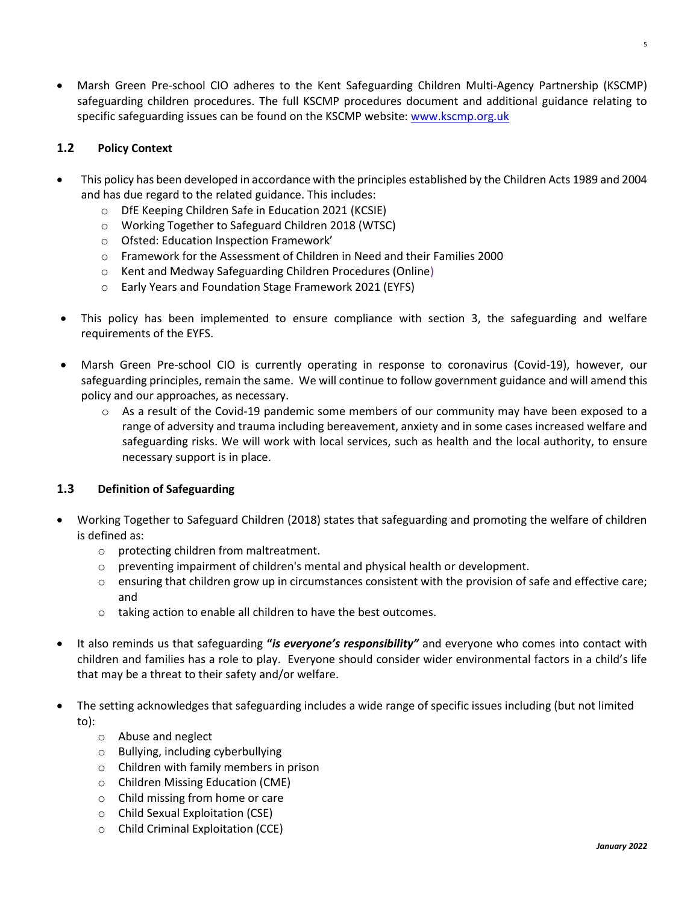- Marsh Green Pre-school CIO adheres to the Kent Safeguarding Children Multi-Agency Partnership (KSCMP) safeguarding children procedures. The full KSCMP procedures document and additional guidance relating to specific safeguarding issues can be found on the KSCMP website: [www.kscmp.org.uk](http://www.kscmp.org.uk)

### 1.2 Policy Context

- This policy has been developed in accordance with the principles established by the Children Acts 1989 and 2004 and has due regard to the related guidance. This includes:
    - DfE Keeping Children Safe in Education 2021 (KCSIE)
    - Working Together to Safeguard Children 2018 (WTSC)
    - Ofsted: Education Inspection Framework'
    - Framework for the Assessment of Children in Need and their Families 2000
    - Kent and Medway Safeguarding Children Procedures (Online)
    - Early Years and Foundation Stage Framework 2021 (EYFS)

- This policy has been implemented to ensure compliance with section 3, the safeguarding and welfare requirements of the EYFS.

- Marsh Green Pre-school CIO is currently operating in response to coronavirus (Covid-19), however, our safeguarding principles, remain the same. We will continue to follow government guidance and will amend this policy and our approaches, as necessary.
    - As a result of the Covid-19 pandemic some members of our community may have been exposed to a range of adversity and trauma including bereavement, anxiety and in some cases increased welfare and safeguarding risks. We will work with local services, such as health and the local authority, to ensure necessary support is in place.

### 1.3 Definition of Safeguarding

- Working Together to Safeguard Children (2018) states that safeguarding and promoting the welfare of children is defined as:
    - protecting children from maltreatment.
    - preventing impairment of children's mental and physical health or development.
    - ensuring that children grow up in circumstances consistent with the provision of safe and effective care; and
    - taking action to enable all children to have the best outcomes.

- It also reminds us that safeguarding **"*is everyone's responsibility*"** and everyone who comes into contact with children and families has a role to play. Everyone should consider wider environmental factors in a child's life that may be a threat to their safety and/or welfare.

- The setting acknowledges that safeguarding includes a wide range of specific issues including (but not limited to):
    - Abuse and neglect
    - Bullying, including cyberbullying
    - Children with family members in prison
    - Children Missing Education (CME)
    - Child missing from home or care
    - Child Sexual Exploitation (CSE)
    - Child Criminal Exploitation (CCE)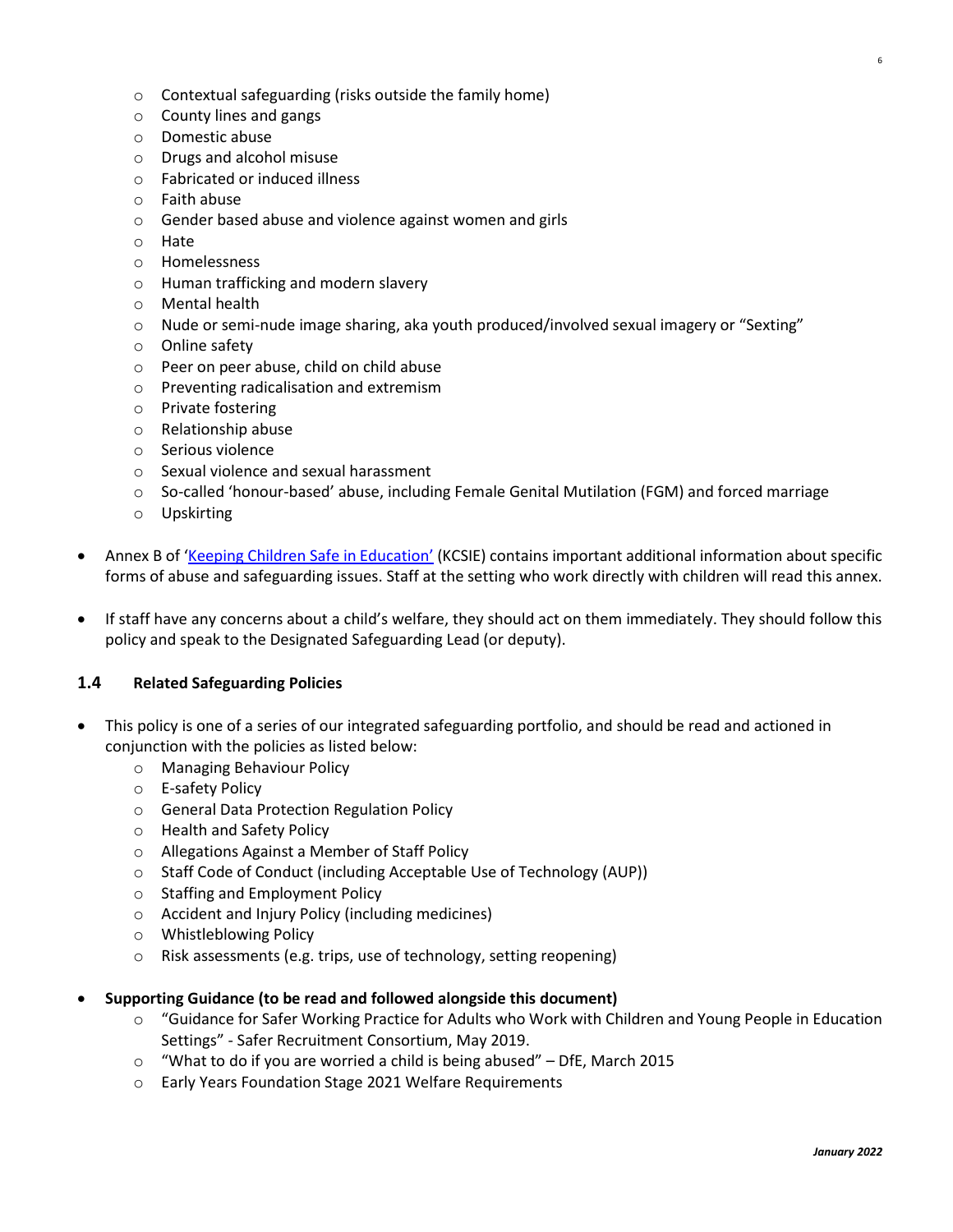- Contextual safeguarding (risks outside the family home)
  - County lines and gangs
  - Domestic abuse
  - Drugs and alcohol misuse
  - Fabricated or induced illness
  - Faith abuse
  - Gender based abuse and violence against women and girls
  - Hate
  - Homelessness
  - Human trafficking and modern slavery
  - Mental health
  - Nude or semi-nude image sharing, aka youth produced/involved sexual imagery or "Sexting"
  - Online safety
  - Peer on peer abuse, child on child abuse
  - Preventing radicalisation and extremism
  - Private fostering
  - Relationship abuse
  - Serious violence
  - Sexual violence and sexual harassment
  - So-called 'honour-based' abuse, including Female Genital Mutilation (FGM) and forced marriage
  - Upskirting

- Annex B of 'Keeping Children Safe in Education' (KCSIE) contains important additional information about specific forms of abuse and safeguarding issues. Staff at the setting who work directly with children will read this annex.

- If staff have any concerns about a child's welfare, they should act on them immediately. They should follow this policy and speak to the Designated Safeguarding Lead (or deputy).

### 1.4 Related Safeguarding Policies

- This policy is one of a series of our integrated safeguarding portfolio, and should be read and actioned in conjunction with the policies as listed below:
  - Managing Behaviour Policy
  - E-safety Policy
  - General Data Protection Regulation Policy
  - Health and Safety Policy
  - Allegations Against a Member of Staff Policy
  - Staff Code of Conduct (including Acceptable Use of Technology (AUP))
  - Staffing and Employment Policy
  - Accident and Injury Policy (including medicines)
  - Whistleblowing Policy
  - Risk assessments (e.g. trips, use of technology, setting reopening)

- **Supporting Guidance (to be read and followed alongside this document)**
  - "Guidance for Safer Working Practice for Adults who Work with Children and Young People in Education Settings" - Safer Recruitment Consortium, May 2019.
  - "What to do if you are worried a child is being abused" – DfE, March 2015
  - Early Years Foundation Stage 2021 Welfare Requirements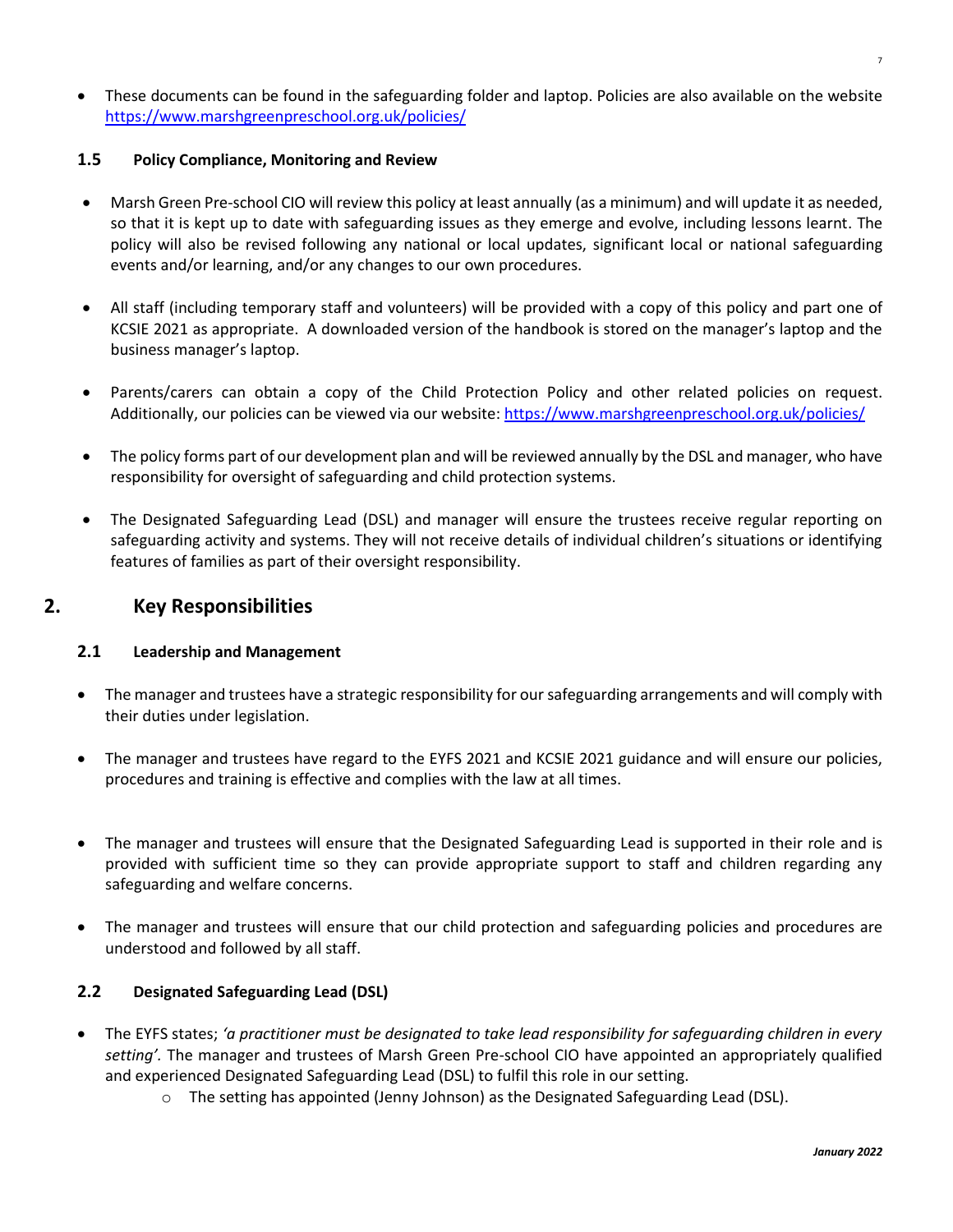- These documents can be found in the safeguarding folder and laptop. Policies are also available on the website https://www.marshgreenpreschool.org.uk/policies/

### 1.5 Policy Compliance, Monitoring and Review

- Marsh Green Pre-school CIO will review this policy at least annually (as a minimum) and will update it as needed, so that it is kept up to date with safeguarding issues as they emerge and evolve, including lessons learnt. The policy will also be revised following any national or local updates, significant local or national safeguarding events and/or learning, and/or any changes to our own procedures.

- All staff (including temporary staff and volunteers) will be provided with a copy of this policy and part one of KCSIE 2021 as appropriate. A downloaded version of the handbook is stored on the manager's laptop and the business manager's laptop.

- Parents/carers can obtain a copy of the Child Protection Policy and other related policies on request. Additionally, our policies can be viewed via our website: https://www.marshgreenpreschool.org.uk/policies/

- The policy forms part of our development plan and will be reviewed annually by the DSL and manager, who have responsibility for oversight of safeguarding and child protection systems.

- The Designated Safeguarding Lead (DSL) and manager will ensure the trustees receive regular reporting on safeguarding activity and systems. They will not receive details of individual children's situations or identifying features of families as part of their oversight responsibility.

## 2. Key Responsibilities

### 2.1 Leadership and Management

- The manager and trustees have a strategic responsibility for our safeguarding arrangements and will comply with their duties under legislation.

- The manager and trustees have regard to the EYFS 2021 and KCSIE 2021 guidance and will ensure our policies, procedures and training is effective and complies with the law at all times.

- The manager and trustees will ensure that the Designated Safeguarding Lead is supported in their role and is provided with sufficient time so they can provide appropriate support to staff and children regarding any safeguarding and welfare concerns.

- The manager and trustees will ensure that our child protection and safeguarding policies and procedures are understood and followed by all staff.

### 2.2 Designated Safeguarding Lead (DSL)

- The EYFS states; *'a practitioner must be designated to take lead responsibility for safeguarding children in every setting'.* The manager and trustees of Marsh Green Pre-school CIO have appointed an appropriately qualified and experienced Designated Safeguarding Lead (DSL) to fulfil this role in our setting.
  - The setting has appointed (Jenny Johnson) as the Designated Safeguarding Lead (DSL).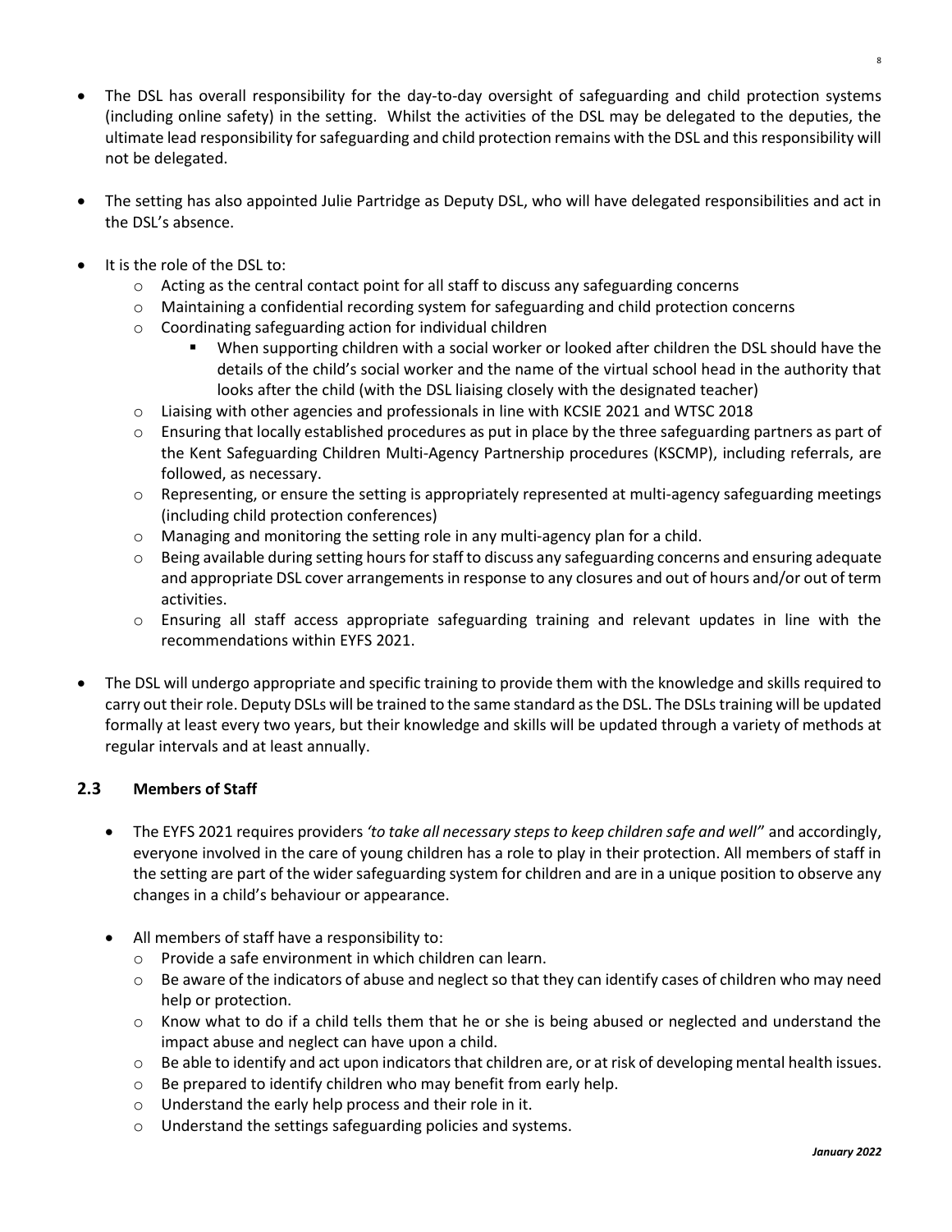- The DSL has overall responsibility for the day-to-day oversight of safeguarding and child protection systems (including online safety) in the setting. Whilst the activities of the DSL may be delegated to the deputies, the ultimate lead responsibility for safeguarding and child protection remains with the DSL and this responsibility will not be delegated.

- The setting has also appointed Julie Partridge as Deputy DSL, who will have delegated responsibilities and act in the DSL's absence.

- It is the role of the DSL to:
  - Acting as the central contact point for all staff to discuss any safeguarding concerns
  - Maintaining a confidential recording system for safeguarding and child protection concerns
  - Coordinating safeguarding action for individual children
    - When supporting children with a social worker or looked after children the DSL should have the details of the child's social worker and the name of the virtual school head in the authority that looks after the child (with the DSL liaising closely with the designated teacher)
  - Liaising with other agencies and professionals in line with KCSIE 2021 and WTSC 2018
  - Ensuring that locally established procedures as put in place by the three safeguarding partners as part of the Kent Safeguarding Children Multi-Agency Partnership procedures (KSCMP), including referrals, are followed, as necessary.
  - Representing, or ensure the setting is appropriately represented at multi-agency safeguarding meetings (including child protection conferences)
  - Managing and monitoring the setting role in any multi-agency plan for a child.
  - Being available during setting hours for staff to discuss any safeguarding concerns and ensuring adequate and appropriate DSL cover arrangements in response to any closures and out of hours and/or out of term activities.
  - Ensuring all staff access appropriate safeguarding training and relevant updates in line with the recommendations within EYFS 2021.

- The DSL will undergo appropriate and specific training to provide them with the knowledge and skills required to carry out their role. Deputy DSLs will be trained to the same standard as the DSL. The DSLs training will be updated formally at least every two years, but their knowledge and skills will be updated through a variety of methods at regular intervals and at least annually.

## 2.3 Members of Staff

- The EYFS 2021 requires providers *'to take all necessary steps to keep children safe and well"* and accordingly, everyone involved in the care of young children has a role to play in their protection. All members of staff in the setting are part of the wider safeguarding system for children and are in a unique position to observe any changes in a child's behaviour or appearance.

- All members of staff have a responsibility to:
  - Provide a safe environment in which children can learn.
  - Be aware of the indicators of abuse and neglect so that they can identify cases of children who may need help or protection.
  - Know what to do if a child tells them that he or she is being abused or neglected and understand the impact abuse and neglect can have upon a child.
  - Be able to identify and act upon indicators that children are, or at risk of developing mental health issues.
  - Be prepared to identify children who may benefit from early help.
  - Understand the early help process and their role in it.
  - Understand the settings safeguarding policies and systems.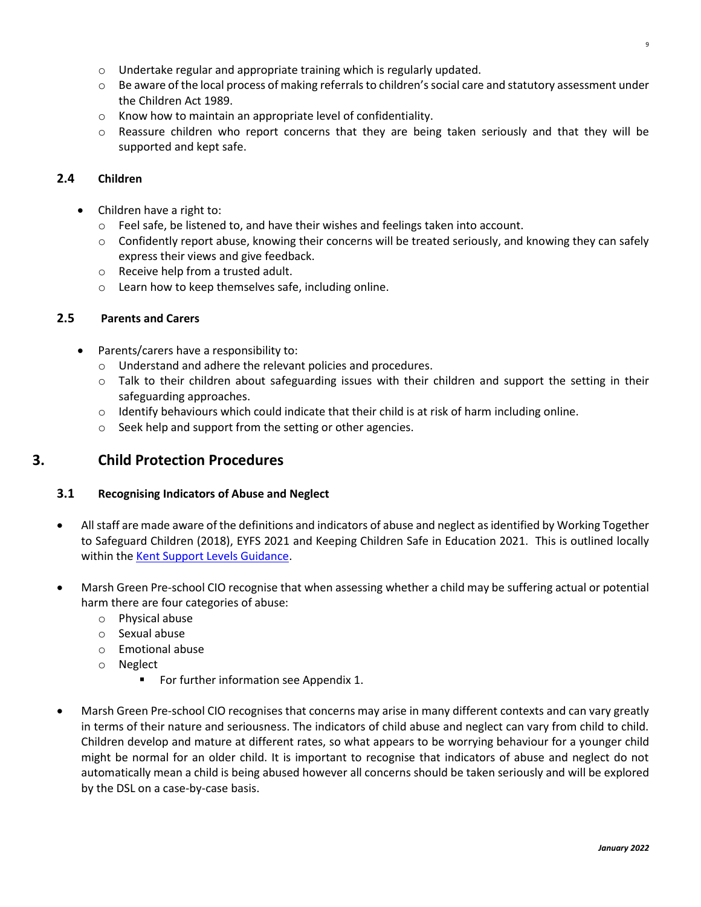- Undertake regular and appropriate training which is regularly updated.
  - Be aware of the local process of making referrals to children's social care and statutory assessment under the Children Act 1989.
  - Know how to maintain an appropriate level of confidentiality.
  - Reassure children who report concerns that they are being taken seriously and that they will be supported and kept safe.

### 2.4 Children

- Children have a right to:
  - Feel safe, be listened to, and have their wishes and feelings taken into account.
  - Confidently report abuse, knowing their concerns will be treated seriously, and knowing they can safely express their views and give feedback.
  - Receive help from a trusted adult.
  - Learn how to keep themselves safe, including online.

### 2.5 Parents and Carers

- Parents/carers have a responsibility to:
  - Understand and adhere the relevant policies and procedures.
  - Talk to their children about safeguarding issues with their children and support the setting in their safeguarding approaches.
  - Identify behaviours which could indicate that their child is at risk of harm including online.
  - Seek help and support from the setting or other agencies.

## 3. Child Protection Procedures

### 3.1 Recognising Indicators of Abuse and Neglect

- All staff are made aware of the definitions and indicators of abuse and neglect as identified by Working Together to Safeguard Children (2018), EYFS 2021 and Keeping Children Safe in Education 2021. This is outlined locally within the Kent Support Levels Guidance.

- Marsh Green Pre-school CIO recognise that when assessing whether a child may be suffering actual or potential harm there are four categories of abuse:
  - Physical abuse
  - Sexual abuse
  - Emotional abuse
  - Neglect
    - For further information see Appendix 1.

- Marsh Green Pre-school CIO recognises that concerns may arise in many different contexts and can vary greatly in terms of their nature and seriousness. The indicators of child abuse and neglect can vary from child to child. Children develop and mature at different rates, so what appears to be worrying behaviour for a younger child might be normal for an older child. It is important to recognise that indicators of abuse and neglect do not automatically mean a child is being abused however all concerns should be taken seriously and will be explored by the DSL on a case-by-case basis.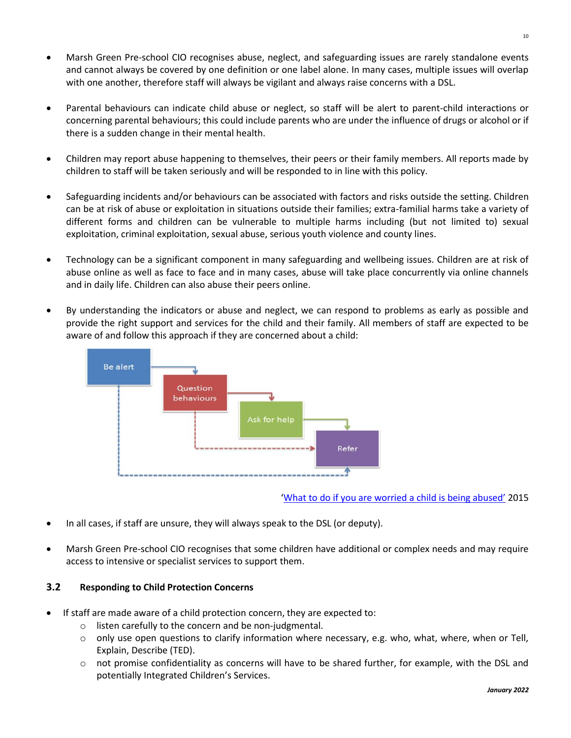- Marsh Green Pre-school CIO recognises abuse, neglect, and safeguarding issues are rarely standalone events and cannot always be covered by one definition or one label alone. In many cases, multiple issues will overlap with one another, therefore staff will always be vigilant and always raise concerns with a DSL.

- Parental behaviours can indicate child abuse or neglect, so staff will be alert to parent-child interactions or concerning parental behaviours; this could include parents who are under the influence of drugs or alcohol or if there is a sudden change in their mental health.

- Children may report abuse happening to themselves, their peers or their family members. All reports made by children to staff will be taken seriously and will be responded to in line with this policy.

- Safeguarding incidents and/or behaviours can be associated with factors and risks outside the setting. Children can be at risk of abuse or exploitation in situations outside their families; extra-familial harms take a variety of different forms and children can be vulnerable to multiple harms including (but not limited to) sexual exploitation, criminal exploitation, sexual abuse, serious youth violence and county lines.

- Technology can be a significant component in many safeguarding and wellbeing issues. Children are at risk of abuse online as well as face to face and in many cases, abuse will take place concurrently via online channels and in daily life. Children can also abuse their peers online.

- By understanding the indicators or abuse and neglect, we can respond to problems as early as possible and provide the right support and services for the child and their family. All members of staff are expected to be aware of and follow this approach if they are concerned about a child:

Be alert → Question behaviours → Ask for help → Refer

'What to do if you are worried a child is being abused' 2015

- In all cases, if staff are unsure, they will always speak to the DSL (or deputy).

- Marsh Green Pre-school CIO recognises that some children have additional or complex needs and may require access to intensive or specialist services to support them.

### 3.2 Responding to Child Protection Concerns

- If staff are made aware of a child protection concern, they are expected to:
  - listen carefully to the concern and be non-judgmental.
  - only use open questions to clarify information where necessary, e.g. who, what, where, when or Tell, Explain, Describe (TED).
  - not promise confidentiality as concerns will have to be shared further, for example, with the DSL and potentially Integrated Children's Services.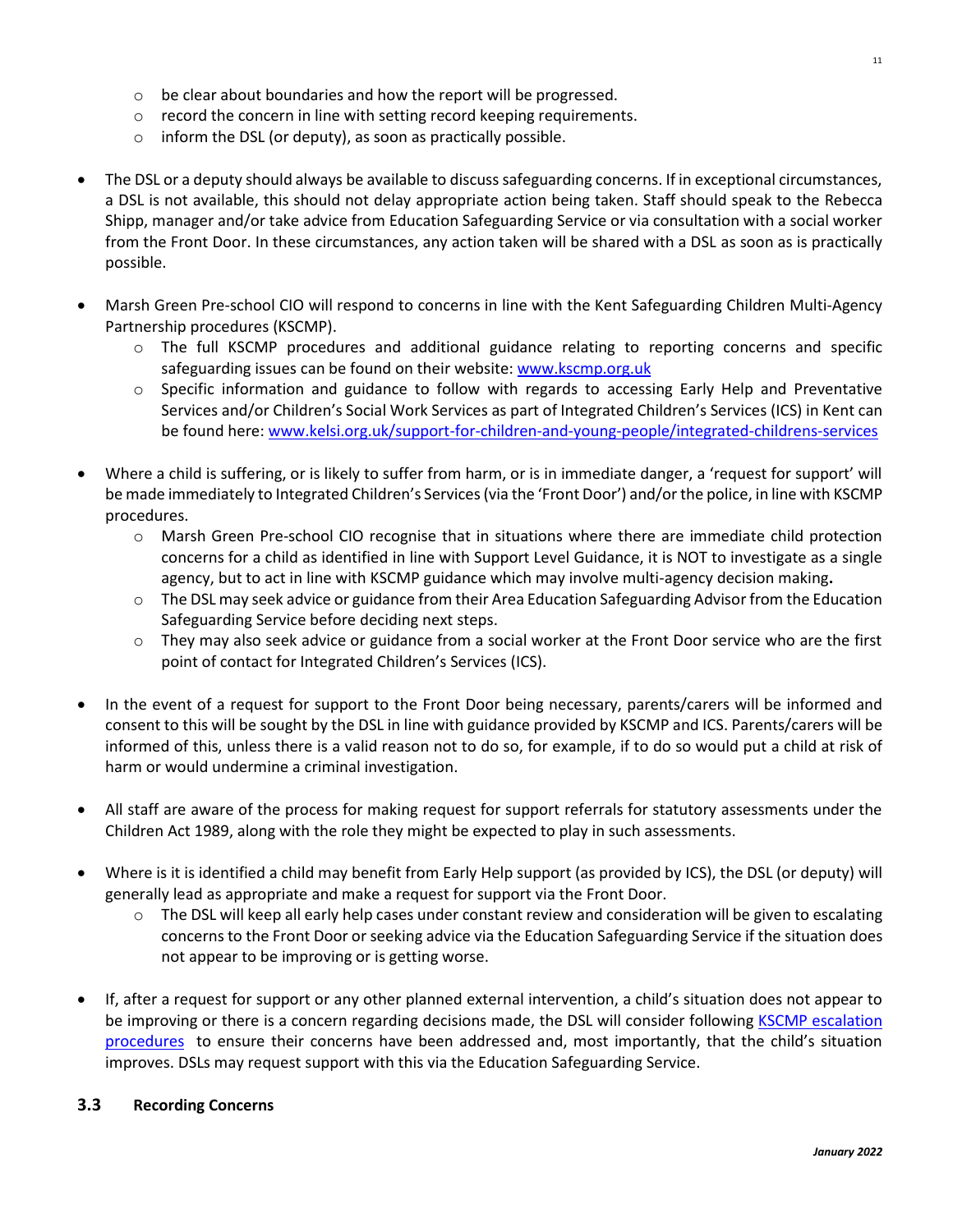- be clear about boundaries and how the report will be progressed.
   - record the concern in line with setting record keeping requirements.
   - inform the DSL (or deputy), as soon as practically possible.

- The DSL or a deputy should always be available to discuss safeguarding concerns. If in exceptional circumstances, a DSL is not available, this should not delay appropriate action being taken. Staff should speak to the Rebecca Shipp, manager and/or take advice from Education Safeguarding Service or via consultation with a social worker from the Front Door. In these circumstances, any action taken will be shared with a DSL as soon as is practically possible.

- Marsh Green Pre-school CIO will respond to concerns in line with the Kent Safeguarding Children Multi-Agency Partnership procedures (KSCMP).
   - The full KSCMP procedures and additional guidance relating to reporting concerns and specific safeguarding issues can be found on their website: [www.kscmp.org.uk](www.kscmp.org.uk)
   - Specific information and guidance to follow with regards to accessing Early Help and Preventative Services and/or Children's Social Work Services as part of Integrated Children's Services (ICS) in Kent can be found here: [www.kelsi.org.uk/support-for-children-and-young-people/integrated-childrens-services](www.kelsi.org.uk/support-for-children-and-young-people/integrated-childrens-services)

- Where a child is suffering, or is likely to suffer from harm, or is in immediate danger, a 'request for support' will be made immediately to Integrated Children's Services (via the 'Front Door') and/or the police, in line with KSCMP procedures.
   - Marsh Green Pre-school CIO recognise that in situations where there are immediate child protection concerns for a child as identified in line with Support Level Guidance, it is NOT to investigate as a single agency, but to act in line with KSCMP guidance which may involve multi-agency decision making**.**
   - The DSL may seek advice or guidance from their Area Education Safeguarding Advisor from the Education Safeguarding Service before deciding next steps.
   - They may also seek advice or guidance from a social worker at the Front Door service who are the first point of contact for Integrated Children's Services (ICS).

- In the event of a request for support to the Front Door being necessary, parents/carers will be informed and consent to this will be sought by the DSL in line with guidance provided by KSCMP and ICS. Parents/carers will be informed of this, unless there is a valid reason not to do so, for example, if to do so would put a child at risk of harm or would undermine a criminal investigation.

- All staff are aware of the process for making request for support referrals for statutory assessments under the Children Act 1989, along with the role they might be expected to play in such assessments.

- Where is it is identified a child may benefit from Early Help support (as provided by ICS), the DSL (or deputy) will generally lead as appropriate and make a request for support via the Front Door.
   - The DSL will keep all early help cases under constant review and consideration will be given to escalating concerns to the Front Door or seeking advice via the Education Safeguarding Service if the situation does not appear to be improving or is getting worse.

- If, after a request for support or any other planned external intervention, a child's situation does not appear to be improving or there is a concern regarding decisions made, the DSL will consider following KSCMP escalation procedures to ensure their concerns have been addressed and, most importantly, that the child's situation improves. DSLs may request support with this via the Education Safeguarding Service.

### 3.3 Recording Concerns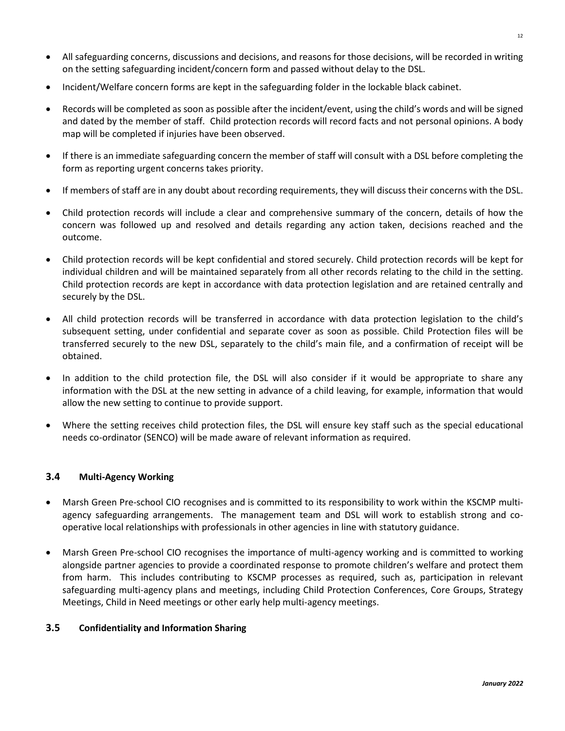- All safeguarding concerns, discussions and decisions, and reasons for those decisions, will be recorded in writing on the setting safeguarding incident/concern form and passed without delay to the DSL.
- Incident/Welfare concern forms are kept in the safeguarding folder in the lockable black cabinet.
- Records will be completed as soon as possible after the incident/event, using the child's words and will be signed and dated by the member of staff. Child protection records will record facts and not personal opinions. A body map will be completed if injuries have been observed.
- If there is an immediate safeguarding concern the member of staff will consult with a DSL before completing the form as reporting urgent concerns takes priority.
- If members of staff are in any doubt about recording requirements, they will discuss their concerns with the DSL.
- Child protection records will include a clear and comprehensive summary of the concern, details of how the concern was followed up and resolved and details regarding any action taken, decisions reached and the outcome.
- Child protection records will be kept confidential and stored securely. Child protection records will be kept for individual children and will be maintained separately from all other records relating to the child in the setting. Child protection records are kept in accordance with data protection legislation and are retained centrally and securely by the DSL.
- All child protection records will be transferred in accordance with data protection legislation to the child's subsequent setting, under confidential and separate cover as soon as possible. Child Protection files will be transferred securely to the new DSL, separately to the child's main file, and a confirmation of receipt will be obtained.
- In addition to the child protection file, the DSL will also consider if it would be appropriate to share any information with the DSL at the new setting in advance of a child leaving, for example, information that would allow the new setting to continue to provide support.
- Where the setting receives child protection files, the DSL will ensure key staff such as the special educational needs co-ordinator (SENCO) will be made aware of relevant information as required.

### 3.4 Multi-Agency Working

- Marsh Green Pre-school CIO recognises and is committed to its responsibility to work within the KSCMP multi-agency safeguarding arrangements. The management team and DSL will work to establish strong and co-operative local relationships with professionals in other agencies in line with statutory guidance.
- Marsh Green Pre-school CIO recognises the importance of multi-agency working and is committed to working alongside partner agencies to provide a coordinated response to promote children's welfare and protect them from harm. This includes contributing to KSCMP processes as required, such as, participation in relevant safeguarding multi-agency plans and meetings, including Child Protection Conferences, Core Groups, Strategy Meetings, Child in Need meetings or other early help multi-agency meetings.

### 3.5 Confidentiality and Information Sharing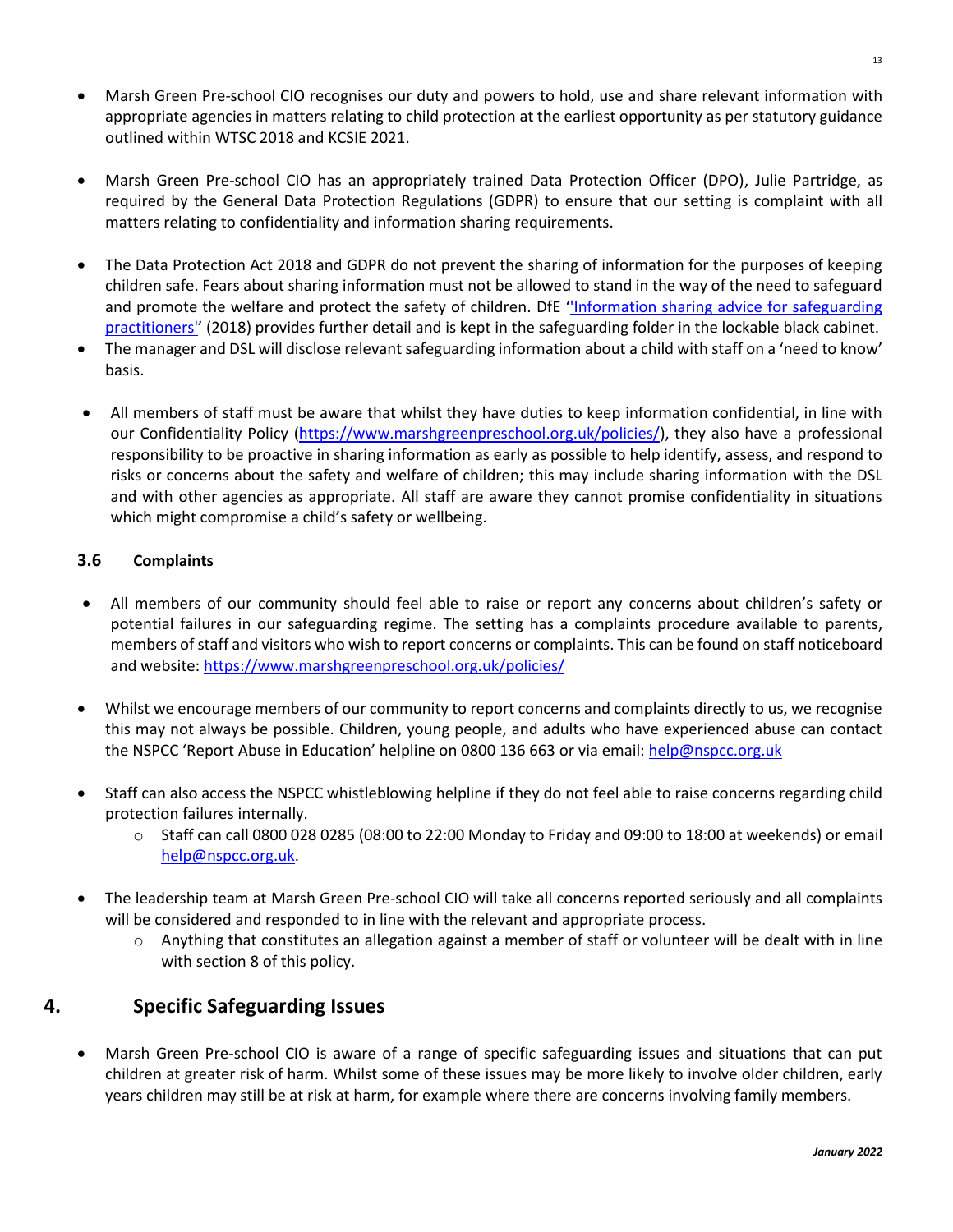- Marsh Green Pre-school CIO recognises our duty and powers to hold, use and share relevant information with appropriate agencies in matters relating to child protection at the earliest opportunity as per statutory guidance outlined within WTSC 2018 and KCSIE 2021.

- Marsh Green Pre-school CIO has an appropriately trained Data Protection Officer (DPO), Julie Partridge, as required by the General Data Protection Regulations (GDPR) to ensure that our setting is complaint with all matters relating to confidentiality and information sharing requirements.

- The Data Protection Act 2018 and GDPR do not prevent the sharing of information for the purposes of keeping children safe. Fears about sharing information must not be allowed to stand in the way of the need to safeguard and promote the welfare and protect the safety of children. DfE '['Information sharing advice for safeguarding practitioners'](#)' (2018) provides further detail and is kept in the safeguarding folder in the lockable black cabinet.
- The manager and DSL will disclose relevant safeguarding information about a child with staff on a 'need to know' basis.

- All members of staff must be aware that whilst they have duties to keep information confidential, in line with our Confidentiality Policy (https://www.marshgreenpreschool.org.uk/policies/), they also have a professional responsibility to be proactive in sharing information as early as possible to help identify, assess, and respond to risks or concerns about the safety and welfare of children; this may include sharing information with the DSL and with other agencies as appropriate. All staff are aware they cannot promise confidentiality in situations which might compromise a child's safety or wellbeing.

### 3.6 Complaints

- All members of our community should feel able to raise or report any concerns about children's safety or potential failures in our safeguarding regime. The setting has a complaints procedure available to parents, members of staff and visitors who wish to report concerns or complaints. This can be found on staff noticeboard and website: https://www.marshgreenpreschool.org.uk/policies/

- Whilst we encourage members of our community to report concerns and complaints directly to us, we recognise this may not always be possible. Children, young people, and adults who have experienced abuse can contact the NSPCC 'Report Abuse in Education' helpline on 0800 136 663 or via email: help@nspcc.org.uk

- Staff can also access the NSPCC whistleblowing helpline if they do not feel able to raise concerns regarding child protection failures internally.
  - Staff can call 0800 028 0285 (08:00 to 22:00 Monday to Friday and 09:00 to 18:00 at weekends) or email help@nspcc.org.uk.

- The leadership team at Marsh Green Pre-school CIO will take all concerns reported seriously and all complaints will be considered and responded to in line with the relevant and appropriate process.
  - Anything that constitutes an allegation against a member of staff or volunteer will be dealt with in line with section 8 of this policy.

## 4. Specific Safeguarding Issues

- Marsh Green Pre-school CIO is aware of a range of specific safeguarding issues and situations that can put children at greater risk of harm. Whilst some of these issues may be more likely to involve older children, early years children may still be at risk at harm, for example where there are concerns involving family members.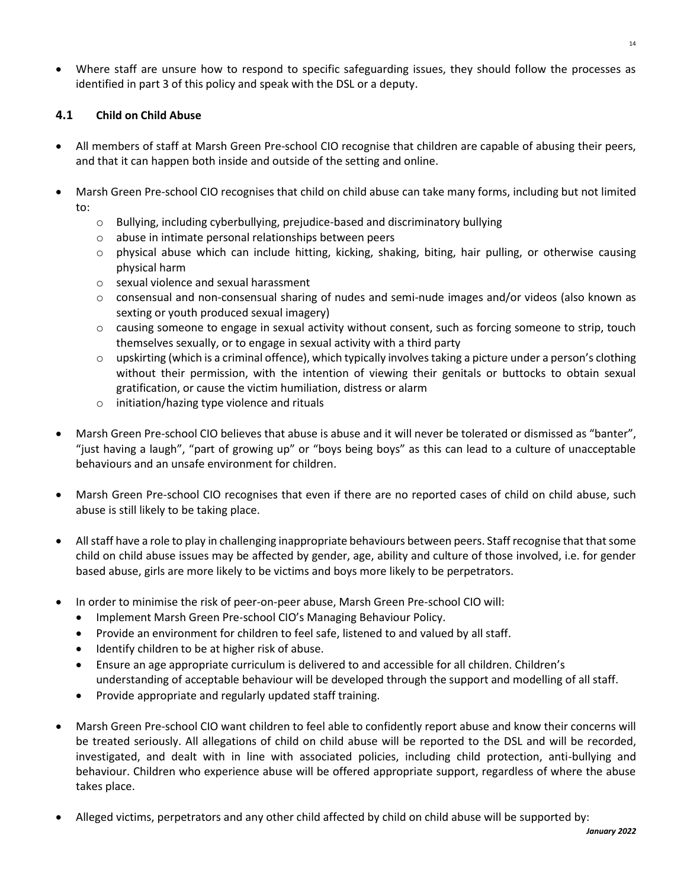- Where staff are unsure how to respond to specific safeguarding issues, they should follow the processes as identified in part 3 of this policy and speak with the DSL or a deputy.

## 4.1 Child on Child Abuse

- All members of staff at Marsh Green Pre-school CIO recognise that children are capable of abusing their peers, and that it can happen both inside and outside of the setting and online.
- Marsh Green Pre-school CIO recognises that child on child abuse can take many forms, including but not limited to:
  - Bullying, including cyberbullying, prejudice-based and discriminatory bullying
  - abuse in intimate personal relationships between peers
  - physical abuse which can include hitting, kicking, shaking, biting, hair pulling, or otherwise causing physical harm
  - sexual violence and sexual harassment
  - consensual and non-consensual sharing of nudes and semi-nude images and/or videos (also known as sexting or youth produced sexual imagery)
  - causing someone to engage in sexual activity without consent, such as forcing someone to strip, touch themselves sexually, or to engage in sexual activity with a third party
  - upskirting (which is a criminal offence), which typically involves taking a picture under a person's clothing without their permission, with the intention of viewing their genitals or buttocks to obtain sexual gratification, or cause the victim humiliation, distress or alarm
  - initiation/hazing type violence and rituals
- Marsh Green Pre-school CIO believes that abuse is abuse and it will never be tolerated or dismissed as "banter", "just having a laugh", "part of growing up" or "boys being boys" as this can lead to a culture of unacceptable behaviours and an unsafe environment for children.
- Marsh Green Pre-school CIO recognises that even if there are no reported cases of child on child abuse, such abuse is still likely to be taking place.
- All staff have a role to play in challenging inappropriate behaviours between peers. Staff recognise that that some child on child abuse issues may be affected by gender, age, ability and culture of those involved, i.e. for gender based abuse, girls are more likely to be victims and boys more likely to be perpetrators.
- In order to minimise the risk of peer-on-peer abuse, Marsh Green Pre-school CIO will:
  - Implement Marsh Green Pre-school CIO's Managing Behaviour Policy.
  - Provide an environment for children to feel safe, listened to and valued by all staff.
  - Identify children to be at higher risk of abuse.
  - Ensure an age appropriate curriculum is delivered to and accessible for all children. Children's understanding of acceptable behaviour will be developed through the support and modelling of all staff.
  - Provide appropriate and regularly updated staff training.
- Marsh Green Pre-school CIO want children to feel able to confidently report abuse and know their concerns will be treated seriously. All allegations of child on child abuse will be reported to the DSL and will be recorded, investigated, and dealt with in line with associated policies, including child protection, anti-bullying and behaviour. Children who experience abuse will be offered appropriate support, regardless of where the abuse takes place.
- Alleged victims, perpetrators and any other child affected by child on child abuse will be supported by: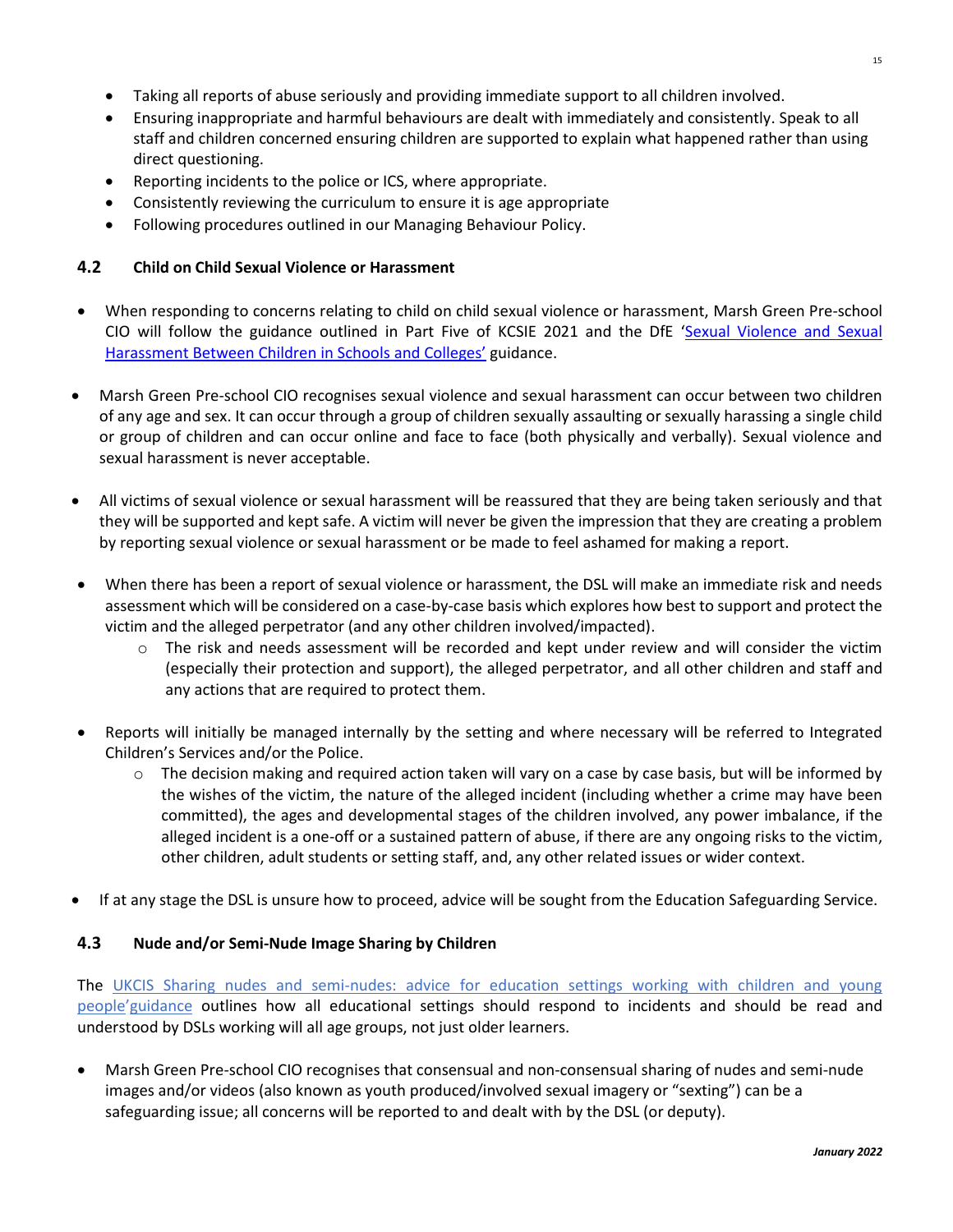- Taking all reports of abuse seriously and providing immediate support to all children involved.
- Ensuring inappropriate and harmful behaviours are dealt with immediately and consistently. Speak to all staff and children concerned ensuring children are supported to explain what happened rather than using direct questioning.
- Reporting incidents to the police or ICS, where appropriate.
- Consistently reviewing the curriculum to ensure it is age appropriate
- Following procedures outlined in our Managing Behaviour Policy.

### 4.2 Child on Child Sexual Violence or Harassment

- When responding to concerns relating to child on child sexual violence or harassment, Marsh Green Pre-school CIO will follow the guidance outlined in Part Five of KCSIE 2021 and the DfE 'Sexual Violence and Sexual Harassment Between Children in Schools and Colleges' guidance.

- Marsh Green Pre-school CIO recognises sexual violence and sexual harassment can occur between two children of any age and sex. It can occur through a group of children sexually assaulting or sexually harassing a single child or group of children and can occur online and face to face (both physically and verbally). Sexual violence and sexual harassment is never acceptable.

- All victims of sexual violence or sexual harassment will be reassured that they are being taken seriously and that they will be supported and kept safe. A victim will never be given the impression that they are creating a problem by reporting sexual violence or sexual harassment or be made to feel ashamed for making a report.

- When there has been a report of sexual violence or harassment, the DSL will make an immediate risk and needs assessment which will be considered on a case-by-case basis which explores how best to support and protect the victim and the alleged perpetrator (and any other children involved/impacted).
  - The risk and needs assessment will be recorded and kept under review and will consider the victim (especially their protection and support), the alleged perpetrator, and all other children and staff and any actions that are required to protect them.

- Reports will initially be managed internally by the setting and where necessary will be referred to Integrated Children's Services and/or the Police.
  - The decision making and required action taken will vary on a case by case basis, but will be informed by the wishes of the victim, the nature of the alleged incident (including whether a crime may have been committed), the ages and developmental stages of the children involved, any power imbalance, if the alleged incident is a one-off or a sustained pattern of abuse, if there are any ongoing risks to the victim, other children, adult students or setting staff, and, any other related issues or wider context.

- If at any stage the DSL is unsure how to proceed, advice will be sought from the Education Safeguarding Service.

### 4.3 Nude and/or Semi-Nude Image Sharing by Children

The UKCIS Sharing nudes and semi-nudes: advice for education settings working with children and young people'guidance outlines how all educational settings should respond to incidents and should be read and understood by DSLs working will all age groups, not just older learners.

- Marsh Green Pre-school CIO recognises that consensual and non-consensual sharing of nudes and semi-nude images and/or videos (also known as youth produced/involved sexual imagery or "sexting") can be a safeguarding issue; all concerns will be reported to and dealt with by the DSL (or deputy).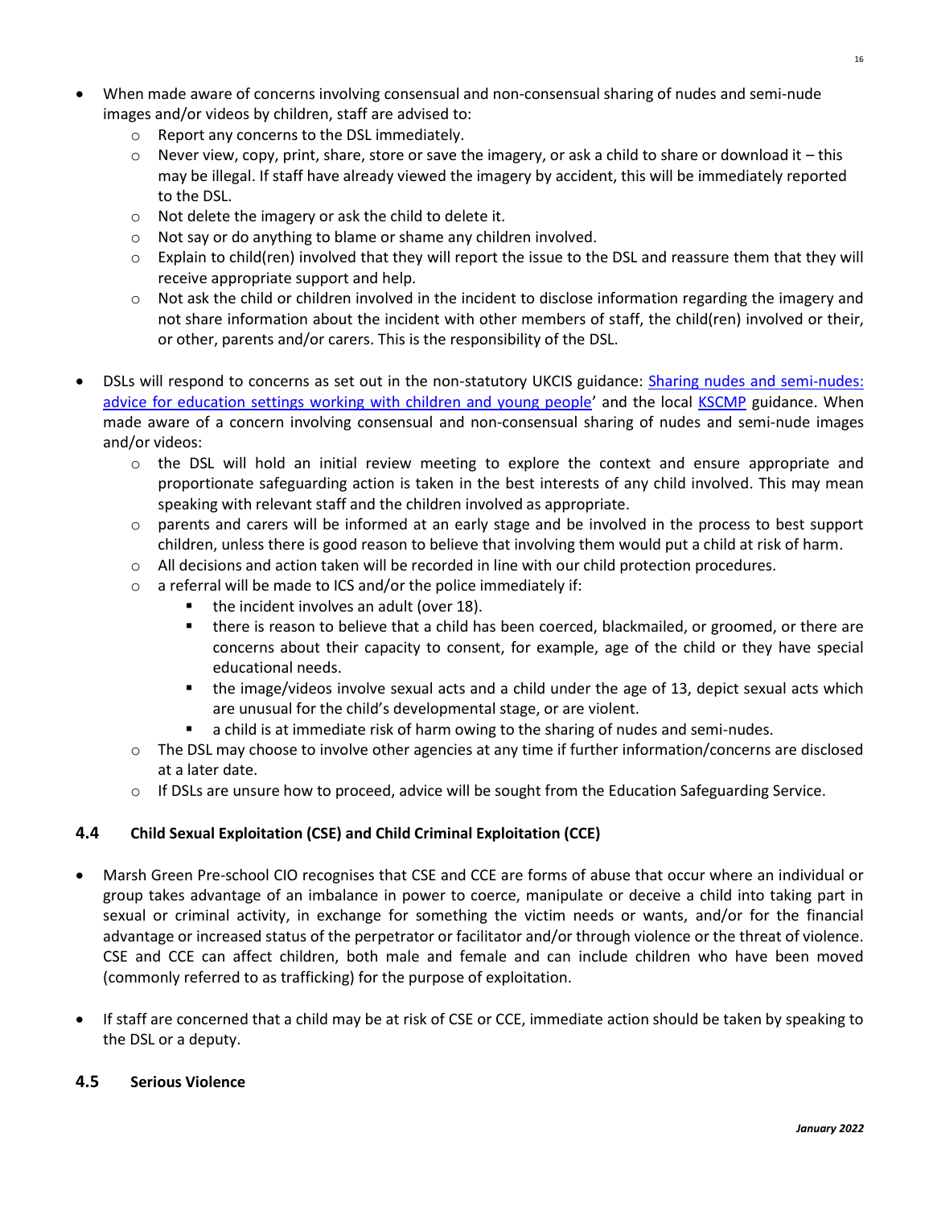- When made aware of concerns involving consensual and non-consensual sharing of nudes and semi-nude images and/or videos by children, staff are advised to:
  - Report any concerns to the DSL immediately.
  - Never view, copy, print, share, store or save the imagery, or ask a child to share or download it – this may be illegal. If staff have already viewed the imagery by accident, this will be immediately reported to the DSL.
  - Not delete the imagery or ask the child to delete it.
  - Not say or do anything to blame or shame any children involved.
  - Explain to child(ren) involved that they will report the issue to the DSL and reassure them that they will receive appropriate support and help.
  - Not ask the child or children involved in the incident to disclose information regarding the imagery and not share information about the incident with other members of staff, the child(ren) involved or their, or other, parents and/or carers. This is the responsibility of the DSL.

- DSLs will respond to concerns as set out in the non-statutory UKCIS guidance: Sharing nudes and semi-nudes: advice for education settings working with children and young people' and the local KSCMP guidance. When made aware of a concern involving consensual and non-consensual sharing of nudes and semi-nude images and/or videos:
  - the DSL will hold an initial review meeting to explore the context and ensure appropriate and proportionate safeguarding action is taken in the best interests of any child involved. This may mean speaking with relevant staff and the children involved as appropriate.
  - parents and carers will be informed at an early stage and be involved in the process to best support children, unless there is good reason to believe that involving them would put a child at risk of harm.
  - All decisions and action taken will be recorded in line with our child protection procedures.
  - a referral will be made to ICS and/or the police immediately if:
    - the incident involves an adult (over 18).
    - there is reason to believe that a child has been coerced, blackmailed, or groomed, or there are concerns about their capacity to consent, for example, age of the child or they have special educational needs.
    - the image/videos involve sexual acts and a child under the age of 13, depict sexual acts which are unusual for the child's developmental stage, or are violent.
    - a child is at immediate risk of harm owing to the sharing of nudes and semi-nudes.
  - The DSL may choose to involve other agencies at any time if further information/concerns are disclosed at a later date.
  - If DSLs are unsure how to proceed, advice will be sought from the Education Safeguarding Service.

### 4.4 Child Sexual Exploitation (CSE) and Child Criminal Exploitation (CCE)

- Marsh Green Pre-school CIO recognises that CSE and CCE are forms of abuse that occur where an individual or group takes advantage of an imbalance in power to coerce, manipulate or deceive a child into taking part in sexual or criminal activity, in exchange for something the victim needs or wants, and/or for the financial advantage or increased status of the perpetrator or facilitator and/or through violence or the threat of violence. CSE and CCE can affect children, both male and female and can include children who have been moved (commonly referred to as trafficking) for the purpose of exploitation.

- If staff are concerned that a child may be at risk of CSE or CCE, immediate action should be taken by speaking to the DSL or a deputy.

### 4.5 Serious Violence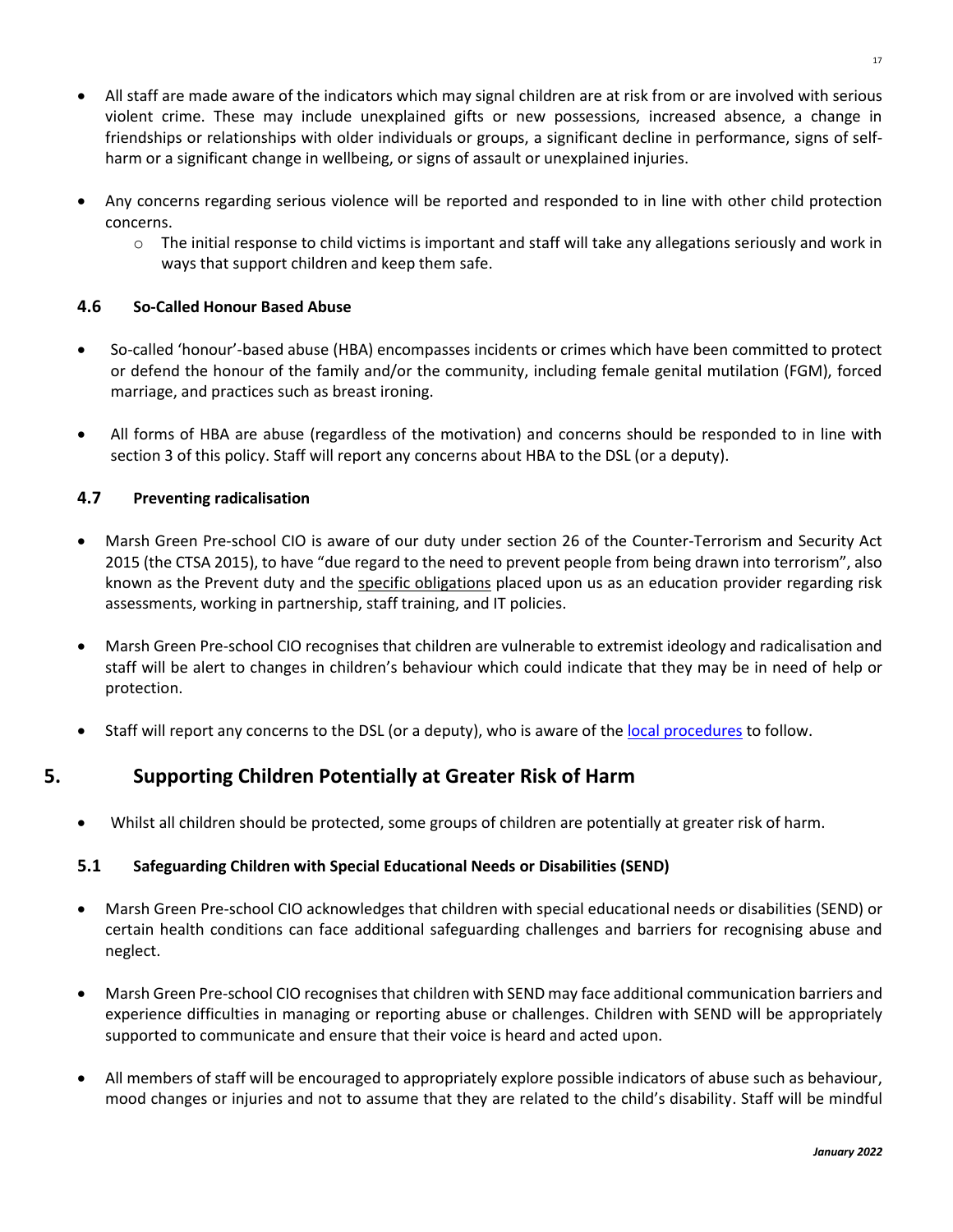- All staff are made aware of the indicators which may signal children are at risk from or are involved with serious violent crime. These may include unexplained gifts or new possessions, increased absence, a change in friendships or relationships with older individuals or groups, a significant decline in performance, signs of self-harm or a significant change in wellbeing, or signs of assault or unexplained injuries.

- Any concerns regarding serious violence will be reported and responded to in line with other child protection concerns.
  - The initial response to child victims is important and staff will take any allegations seriously and work in ways that support children and keep them safe.

### 4.6 So-Called Honour Based Abuse

- So-called 'honour'-based abuse (HBA) encompasses incidents or crimes which have been committed to protect or defend the honour of the family and/or the community, including female genital mutilation (FGM), forced marriage, and practices such as breast ironing.

- All forms of HBA are abuse (regardless of the motivation) and concerns should be responded to in line with section 3 of this policy. Staff will report any concerns about HBA to the DSL (or a deputy).

### 4.7 Preventing radicalisation

- Marsh Green Pre-school CIO is aware of our duty under section 26 of the Counter-Terrorism and Security Act 2015 (the CTSA 2015), to have "due regard to the need to prevent people from being drawn into terrorism", also known as the Prevent duty and the specific obligations placed upon us as an education provider regarding risk assessments, working in partnership, staff training, and IT policies.

- Marsh Green Pre-school CIO recognises that children are vulnerable to extremist ideology and radicalisation and staff will be alert to changes in children's behaviour which could indicate that they may be in need of help or protection.

- Staff will report any concerns to the DSL (or a deputy), who is aware of the local procedures to follow.

## 5. Supporting Children Potentially at Greater Risk of Harm

- Whilst all children should be protected, some groups of children are potentially at greater risk of harm.

### 5.1 Safeguarding Children with Special Educational Needs or Disabilities (SEND)

- Marsh Green Pre-school CIO acknowledges that children with special educational needs or disabilities (SEND) or certain health conditions can face additional safeguarding challenges and barriers for recognising abuse and neglect.

- Marsh Green Pre-school CIO recognises that children with SEND may face additional communication barriers and experience difficulties in managing or reporting abuse or challenges. Children with SEND will be appropriately supported to communicate and ensure that their voice is heard and acted upon.

- All members of staff will be encouraged to appropriately explore possible indicators of abuse such as behaviour, mood changes or injuries and not to assume that they are related to the child's disability. Staff will be mindful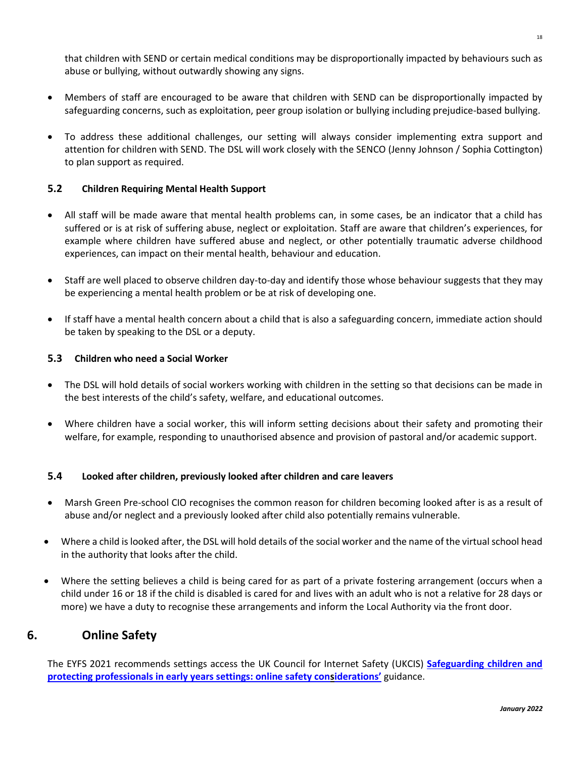that children with SEND or certain medical conditions may be disproportionally impacted by behaviours such as abuse or bullying, without outwardly showing any signs.

- Members of staff are encouraged to be aware that children with SEND can be disproportionally impacted by safeguarding concerns, such as exploitation, peer group isolation or bullying including prejudice-based bullying.
- To address these additional challenges, our setting will always consider implementing extra support and attention for children with SEND. The DSL will work closely with the SENCO (Jenny Johnson / Sophia Cottington) to plan support as required.

### 5.2 Children Requiring Mental Health Support

- All staff will be made aware that mental health problems can, in some cases, be an indicator that a child has suffered or is at risk of suffering abuse, neglect or exploitation. Staff are aware that children's experiences, for example where children have suffered abuse and neglect, or other potentially traumatic adverse childhood experiences, can impact on their mental health, behaviour and education.
- Staff are well placed to observe children day-to-day and identify those whose behaviour suggests that they may be experiencing a mental health problem or be at risk of developing one.
- If staff have a mental health concern about a child that is also a safeguarding concern, immediate action should be taken by speaking to the DSL or a deputy.

### 5.3 Children who need a Social Worker

- The DSL will hold details of social workers working with children in the setting so that decisions can be made in the best interests of the child's safety, welfare, and educational outcomes.
- Where children have a social worker, this will inform setting decisions about their safety and promoting their welfare, for example, responding to unauthorised absence and provision of pastoral and/or academic support.

### 5.4 Looked after children, previously looked after children and care leavers

- Marsh Green Pre-school CIO recognises the common reason for children becoming looked after is as a result of abuse and/or neglect and a previously looked after child also potentially remains vulnerable.
- Where a child is looked after, the DSL will hold details of the social worker and the name of the virtual school head in the authority that looks after the child.
- Where the setting believes a child is being cared for as part of a private fostering arrangement (occurs when a child under 16 or 18 if the child is disabled is cared for and lives with an adult who is not a relative for 28 days or more) we have a duty to recognise these arrangements and inform the Local Authority via the front door.

## 6. Online Safety

The EYFS 2021 recommends settings access the UK Council for Internet Safety (UKCIS) **Safeguarding children and protecting professionals in early years settings: online safety considerations'** guidance.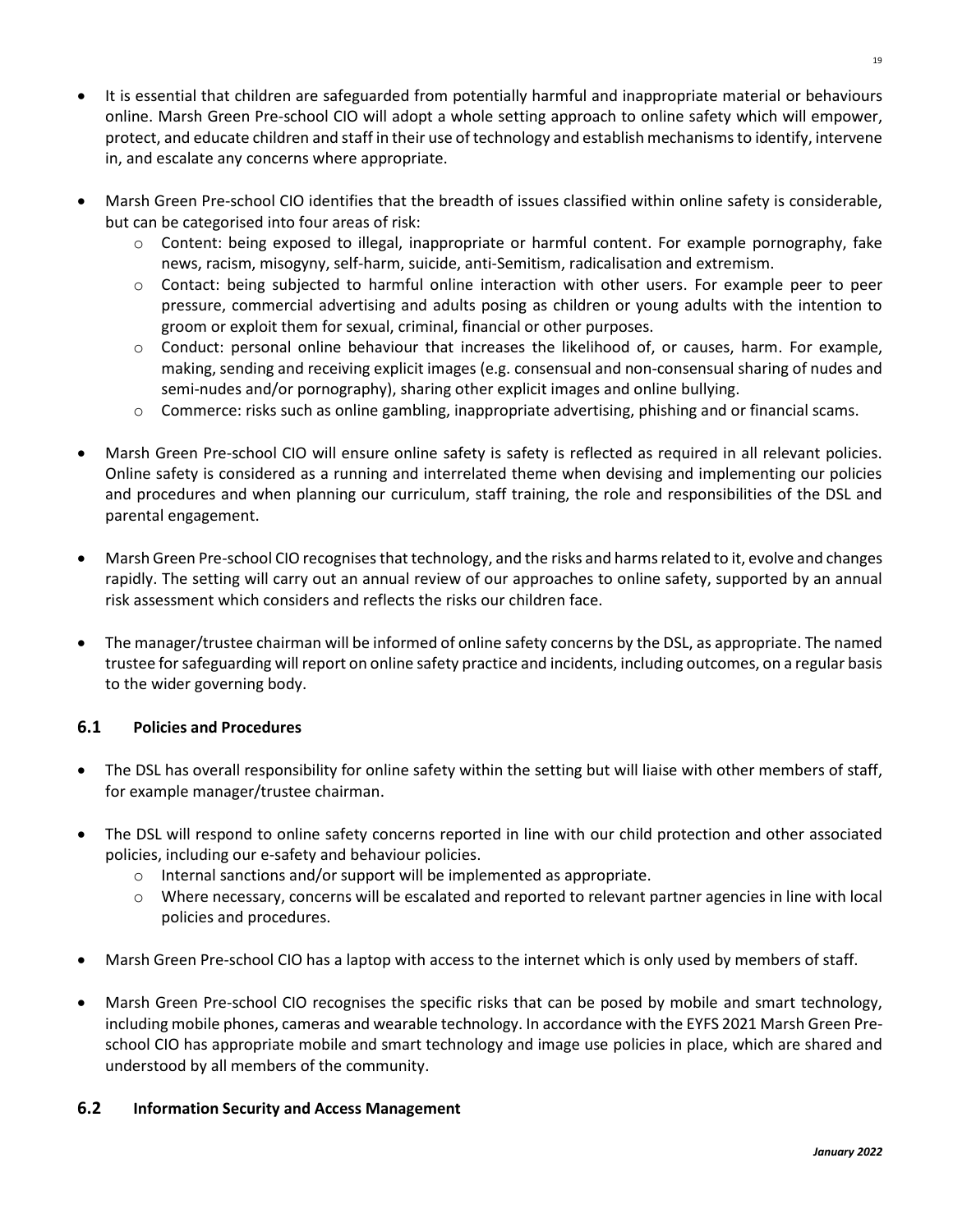- It is essential that children are safeguarded from potentially harmful and inappropriate material or behaviours online. Marsh Green Pre-school CIO will adopt a whole setting approach to online safety which will empower, protect, and educate children and staff in their use of technology and establish mechanisms to identify, intervene in, and escalate any concerns where appropriate.

- Marsh Green Pre-school CIO identifies that the breadth of issues classified within online safety is considerable, but can be categorised into four areas of risk:
  - Content: being exposed to illegal, inappropriate or harmful content. For example pornography, fake news, racism, misogyny, self-harm, suicide, anti-Semitism, radicalisation and extremism.
  - Contact: being subjected to harmful online interaction with other users. For example peer to peer pressure, commercial advertising and adults posing as children or young adults with the intention to groom or exploit them for sexual, criminal, financial or other purposes.
  - Conduct: personal online behaviour that increases the likelihood of, or causes, harm. For example, making, sending and receiving explicit images (e.g. consensual and non-consensual sharing of nudes and semi-nudes and/or pornography), sharing other explicit images and online bullying.
  - Commerce: risks such as online gambling, inappropriate advertising, phishing and or financial scams.

- Marsh Green Pre-school CIO will ensure online safety is safety is reflected as required in all relevant policies. Online safety is considered as a running and interrelated theme when devising and implementing our policies and procedures and when planning our curriculum, staff training, the role and responsibilities of the DSL and parental engagement.

- Marsh Green Pre-school CIO recognises that technology, and the risks and harms related to it, evolve and changes rapidly. The setting will carry out an annual review of our approaches to online safety, supported by an annual risk assessment which considers and reflects the risks our children face.

- The manager/trustee chairman will be informed of online safety concerns by the DSL, as appropriate. The named trustee for safeguarding will report on online safety practice and incidents, including outcomes, on a regular basis to the wider governing body.

### 6.1 Policies and Procedures

- The DSL has overall responsibility for online safety within the setting but will liaise with other members of staff, for example manager/trustee chairman.

- The DSL will respond to online safety concerns reported in line with our child protection and other associated policies, including our e-safety and behaviour policies.
  - Internal sanctions and/or support will be implemented as appropriate.
  - Where necessary, concerns will be escalated and reported to relevant partner agencies in line with local policies and procedures.

- Marsh Green Pre-school CIO has a laptop with access to the internet which is only used by members of staff.

- Marsh Green Pre-school CIO recognises the specific risks that can be posed by mobile and smart technology, including mobile phones, cameras and wearable technology. In accordance with the EYFS 2021 Marsh Green Pre-school CIO has appropriate mobile and smart technology and image use policies in place, which are shared and understood by all members of the community.

### 6.2 Information Security and Access Management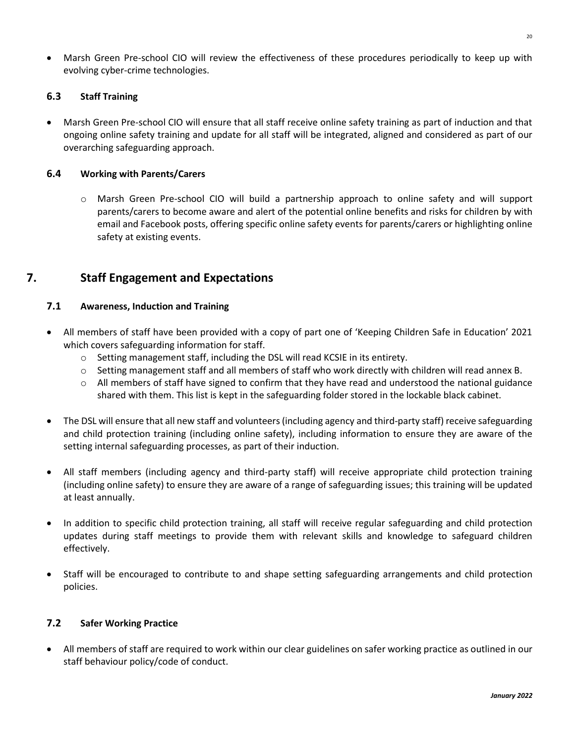- Marsh Green Pre-school CIO will review the effectiveness of these procedures periodically to keep up with evolving cyber-crime technologies.

### 6.3 Staff Training

- Marsh Green Pre-school CIO will ensure that all staff receive online safety training as part of induction and that ongoing online safety training and update for all staff will be integrated, aligned and considered as part of our overarching safeguarding approach.

### 6.4 Working with Parents/Carers

  - Marsh Green Pre-school CIO will build a partnership approach to online safety and will support parents/carers to become aware and alert of the potential online benefits and risks for children by with email and Facebook posts, offering specific online safety events for parents/carers or highlighting online safety at existing events.

## 7. Staff Engagement and Expectations

### 7.1 Awareness, Induction and Training

- All members of staff have been provided with a copy of part one of 'Keeping Children Safe in Education' 2021 which covers safeguarding information for staff.
  - Setting management staff, including the DSL will read KCSIE in its entirety.
  - Setting management staff and all members of staff who work directly with children will read annex B.
  - All members of staff have signed to confirm that they have read and understood the national guidance shared with them. This list is kept in the safeguarding folder stored in the lockable black cabinet.
- The DSL will ensure that all new staff and volunteers (including agency and third-party staff) receive safeguarding and child protection training (including online safety), including information to ensure they are aware of the setting internal safeguarding processes, as part of their induction.
- All staff members (including agency and third-party staff) will receive appropriate child protection training (including online safety) to ensure they are aware of a range of safeguarding issues; this training will be updated at least annually.
- In addition to specific child protection training, all staff will receive regular safeguarding and child protection updates during staff meetings to provide them with relevant skills and knowledge to safeguard children effectively.
- Staff will be encouraged to contribute to and shape setting safeguarding arrangements and child protection policies.

### 7.2 Safer Working Practice

- All members of staff are required to work within our clear guidelines on safer working practice as outlined in our staff behaviour policy/code of conduct.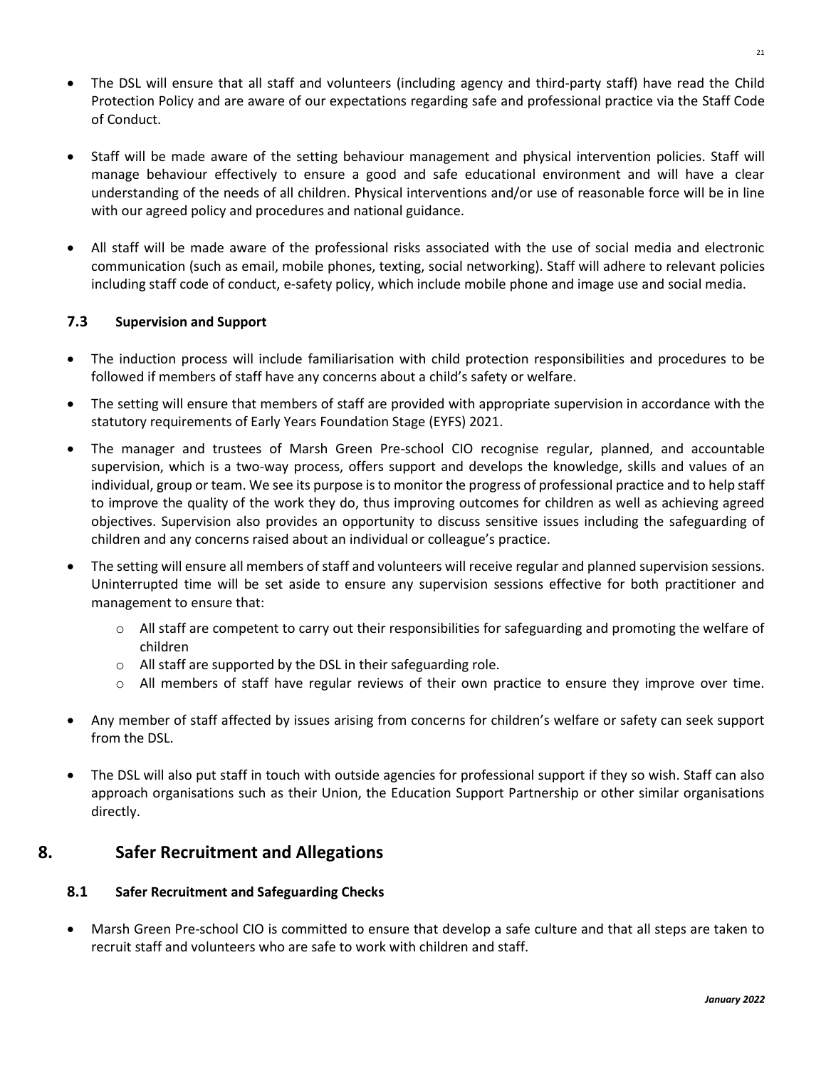- The DSL will ensure that all staff and volunteers (including agency and third-party staff) have read the Child Protection Policy and are aware of our expectations regarding safe and professional practice via the Staff Code of Conduct.

- Staff will be made aware of the setting behaviour management and physical intervention policies. Staff will manage behaviour effectively to ensure a good and safe educational environment and will have a clear understanding of the needs of all children. Physical interventions and/or use of reasonable force will be in line with our agreed policy and procedures and national guidance.

- All staff will be made aware of the professional risks associated with the use of social media and electronic communication (such as email, mobile phones, texting, social networking). Staff will adhere to relevant policies including staff code of conduct, e-safety policy, which include mobile phone and image use and social media.

### 7.3 Supervision and Support

- The induction process will include familiarisation with child protection responsibilities and procedures to be followed if members of staff have any concerns about a child's safety or welfare.
- The setting will ensure that members of staff are provided with appropriate supervision in accordance with the statutory requirements of Early Years Foundation Stage (EYFS) 2021.
- The manager and trustees of Marsh Green Pre-school CIO recognise regular, planned, and accountable supervision, which is a two-way process, offers support and develops the knowledge, skills and values of an individual, group or team. We see its purpose is to monitor the progress of professional practice and to help staff to improve the quality of the work they do, thus improving outcomes for children as well as achieving agreed objectives. Supervision also provides an opportunity to discuss sensitive issues including the safeguarding of children and any concerns raised about an individual or colleague's practice.
- The setting will ensure all members of staff and volunteers will receive regular and planned supervision sessions. Uninterrupted time will be set aside to ensure any supervision sessions effective for both practitioner and management to ensure that:
  - All staff are competent to carry out their responsibilities for safeguarding and promoting the welfare of children
  - All staff are supported by the DSL in their safeguarding role.
  - All members of staff have regular reviews of their own practice to ensure they improve over time.

- Any member of staff affected by issues arising from concerns for children's welfare or safety can seek support from the DSL.

- The DSL will also put staff in touch with outside agencies for professional support if they so wish. Staff can also approach organisations such as their Union, the Education Support Partnership or other similar organisations directly.

## 8. Safer Recruitment and Allegations

### 8.1 Safer Recruitment and Safeguarding Checks

- Marsh Green Pre-school CIO is committed to ensure that develop a safe culture and that all steps are taken to recruit staff and volunteers who are safe to work with children and staff.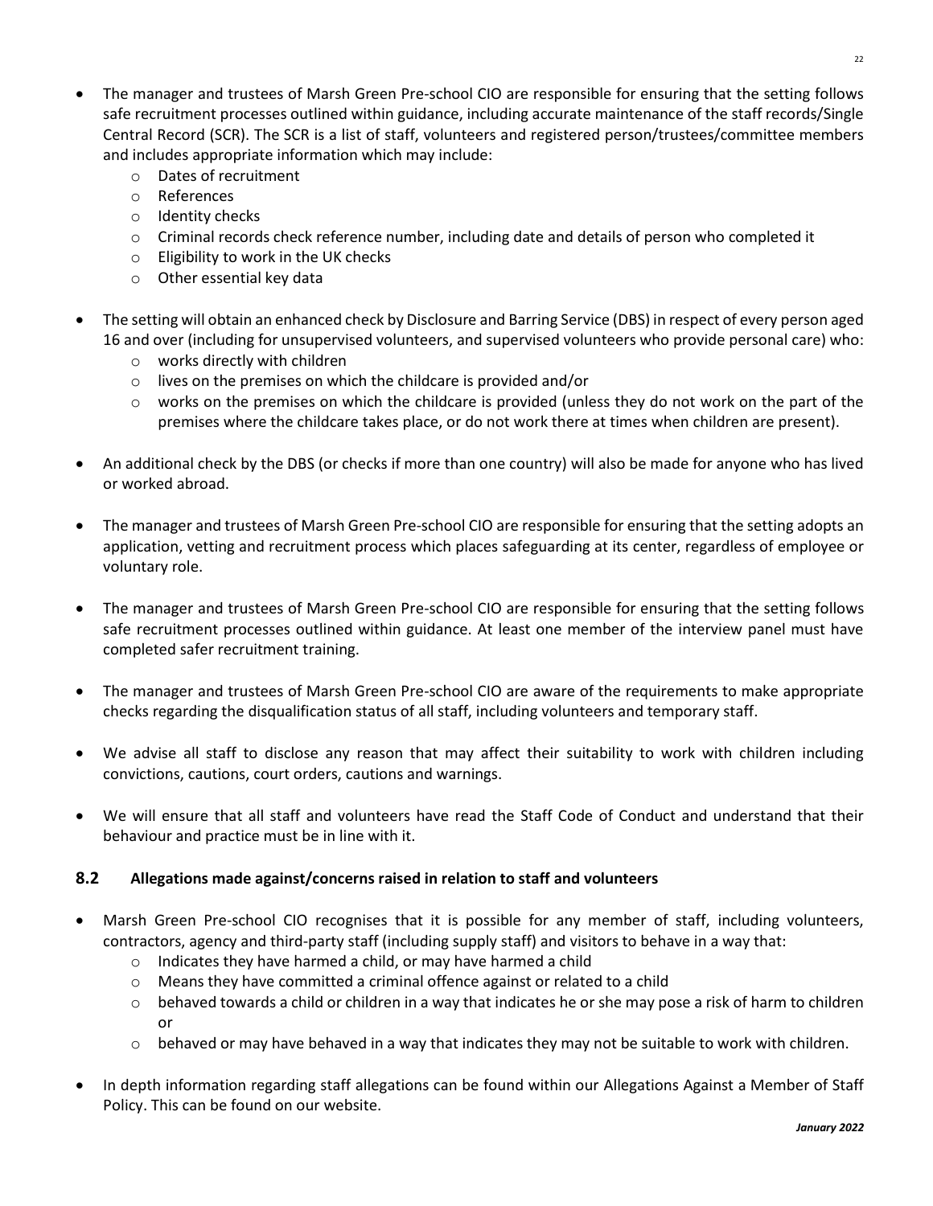- The manager and trustees of Marsh Green Pre-school CIO are responsible for ensuring that the setting follows safe recruitment processes outlined within guidance, including accurate maintenance of the staff records/Single Central Record (SCR). The SCR is a list of staff, volunteers and registered person/trustees/committee members and includes appropriate information which may include:
  - Dates of recruitment
  - References
  - Identity checks
  - Criminal records check reference number, including date and details of person who completed it
  - Eligibility to work in the UK checks
  - Other essential key data

- The setting will obtain an enhanced check by Disclosure and Barring Service (DBS) in respect of every person aged 16 and over (including for unsupervised volunteers, and supervised volunteers who provide personal care) who:
  - works directly with children
  - lives on the premises on which the childcare is provided and/or
  - works on the premises on which the childcare is provided (unless they do not work on the part of the premises where the childcare takes place, or do not work there at times when children are present).

- An additional check by the DBS (or checks if more than one country) will also be made for anyone who has lived or worked abroad.

- The manager and trustees of Marsh Green Pre-school CIO are responsible for ensuring that the setting adopts an application, vetting and recruitment process which places safeguarding at its center, regardless of employee or voluntary role.

- The manager and trustees of Marsh Green Pre-school CIO are responsible for ensuring that the setting follows safe recruitment processes outlined within guidance. At least one member of the interview panel must have completed safer recruitment training.

- The manager and trustees of Marsh Green Pre-school CIO are aware of the requirements to make appropriate checks regarding the disqualification status of all staff, including volunteers and temporary staff.

- We advise all staff to disclose any reason that may affect their suitability to work with children including convictions, cautions, court orders, cautions and warnings.

- We will ensure that all staff and volunteers have read the Staff Code of Conduct and understand that their behaviour and practice must be in line with it.

## 8.2 Allegations made against/concerns raised in relation to staff and volunteers

- Marsh Green Pre-school CIO recognises that it is possible for any member of staff, including volunteers, contractors, agency and third-party staff (including supply staff) and visitors to behave in a way that:
  - Indicates they have harmed a child, or may have harmed a child
  - Means they have committed a criminal offence against or related to a child
  - behaved towards a child or children in a way that indicates he or she may pose a risk of harm to children or
  - behaved or may have behaved in a way that indicates they may not be suitable to work with children.

- In depth information regarding staff allegations can be found within our Allegations Against a Member of Staff Policy. This can be found on our website.

*January 2022*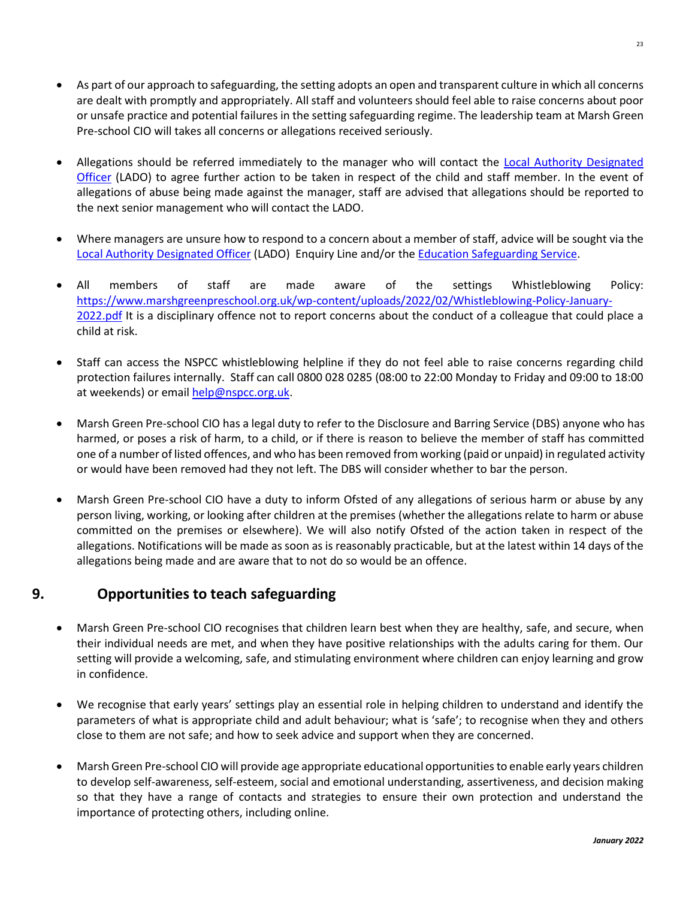- As part of our approach to safeguarding, the setting adopts an open and transparent culture in which all concerns are dealt with promptly and appropriately. All staff and volunteers should feel able to raise concerns about poor or unsafe practice and potential failures in the setting safeguarding regime. The leadership team at Marsh Green Pre-school CIO will takes all concerns or allegations received seriously.

- Allegations should be referred immediately to the manager who will contact the Local Authority Designated Officer (LADO) to agree further action to be taken in respect of the child and staff member. In the event of allegations of abuse being made against the manager, staff are advised that allegations should be reported to the next senior management who will contact the LADO.

- Where managers are unsure how to respond to a concern about a member of staff, advice will be sought via the Local Authority Designated Officer (LADO) Enquiry Line and/or the Education Safeguarding Service.

- All members of staff are made aware of the settings Whistleblowing Policy: https://www.marshgreenpreschool.org.uk/wp-content/uploads/2022/02/Whistleblowing-Policy-January-2022.pdf It is a disciplinary offence not to report concerns about the conduct of a colleague that could place a child at risk.

- Staff can access the NSPCC whistleblowing helpline if they do not feel able to raise concerns regarding child protection failures internally. Staff can call 0800 028 0285 (08:00 to 22:00 Monday to Friday and 09:00 to 18:00 at weekends) or email help@nspcc.org.uk.

- Marsh Green Pre-school CIO has a legal duty to refer to the Disclosure and Barring Service (DBS) anyone who has harmed, or poses a risk of harm, to a child, or if there is reason to believe the member of staff has committed one of a number of listed offences, and who has been removed from working (paid or unpaid) in regulated activity or would have been removed had they not left. The DBS will consider whether to bar the person.

- Marsh Green Pre-school CIO have a duty to inform Ofsted of any allegations of serious harm or abuse by any person living, working, or looking after children at the premises (whether the allegations relate to harm or abuse committed on the premises or elsewhere). We will also notify Ofsted of the action taken in respect of the allegations. Notifications will be made as soon as is reasonably practicable, but at the latest within 14 days of the allegations being made and are aware that to not do so would be an offence.

## 9. Opportunities to teach safeguarding

- Marsh Green Pre-school CIO recognises that children learn best when they are healthy, safe, and secure, when their individual needs are met, and when they have positive relationships with the adults caring for them. Our setting will provide a welcoming, safe, and stimulating environment where children can enjoy learning and grow in confidence.

- We recognise that early years' settings play an essential role in helping children to understand and identify the parameters of what is appropriate child and adult behaviour; what is 'safe'; to recognise when they and others close to them are not safe; and how to seek advice and support when they are concerned.

- Marsh Green Pre-school CIO will provide age appropriate educational opportunities to enable early years children to develop self-awareness, self-esteem, social and emotional understanding, assertiveness, and decision making so that they have a range of contacts and strategies to ensure their own protection and understand the importance of protecting others, including online.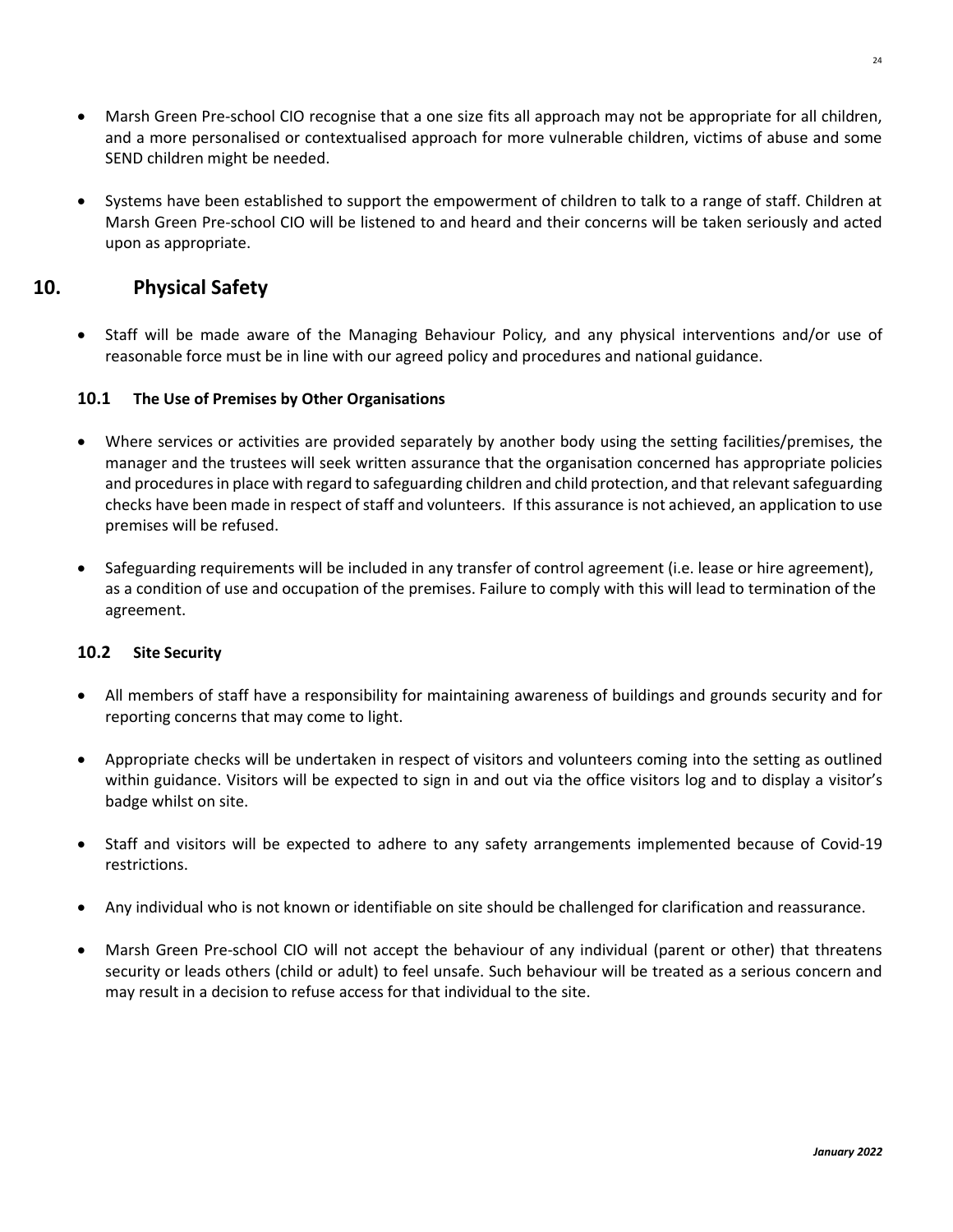- Marsh Green Pre-school CIO recognise that a one size fits all approach may not be appropriate for all children, and a more personalised or contextualised approach for more vulnerable children, victims of abuse and some SEND children might be needed.

- Systems have been established to support the empowerment of children to talk to a range of staff. Children at Marsh Green Pre-school CIO will be listened to and heard and their concerns will be taken seriously and acted upon as appropriate.

## 10. Physical Safety

- Staff will be made aware of the Managing Behaviour Policy, and any physical interventions and/or use of reasonable force must be in line with our agreed policy and procedures and national guidance.

### 10.1 The Use of Premises by Other Organisations

- Where services or activities are provided separately by another body using the setting facilities/premises, the manager and the trustees will seek written assurance that the organisation concerned has appropriate policies and procedures in place with regard to safeguarding children and child protection, and that relevant safeguarding checks have been made in respect of staff and volunteers. If this assurance is not achieved, an application to use premises will be refused.

- Safeguarding requirements will be included in any transfer of control agreement (i.e. lease or hire agreement), as a condition of use and occupation of the premises. Failure to comply with this will lead to termination of the agreement.

### 10.2 Site Security

- All members of staff have a responsibility for maintaining awareness of buildings and grounds security and for reporting concerns that may come to light.

- Appropriate checks will be undertaken in respect of visitors and volunteers coming into the setting as outlined within guidance. Visitors will be expected to sign in and out via the office visitors log and to display a visitor's badge whilst on site.

- Staff and visitors will be expected to adhere to any safety arrangements implemented because of Covid-19 restrictions.

- Any individual who is not known or identifiable on site should be challenged for clarification and reassurance.

- Marsh Green Pre-school CIO will not accept the behaviour of any individual (parent or other) that threatens security or leads others (child or adult) to feel unsafe. Such behaviour will be treated as a serious concern and may result in a decision to refuse access for that individual to the site.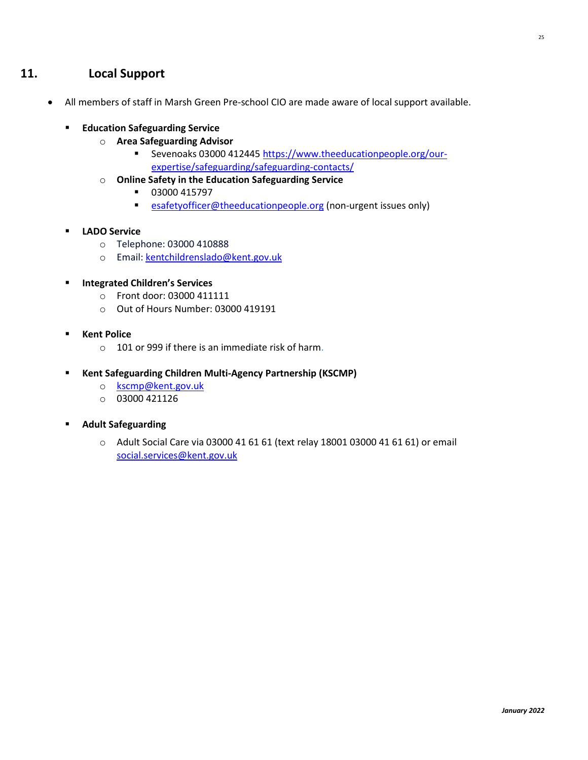## 11. Local Support

- All members of staff in Marsh Green Pre-school CIO are made aware of local support available.

  - **Education Safeguarding Service**
    - **Area Safeguarding Advisor**
      - Sevenoaks 03000 412445 https://www.theeducationpeople.org/our-expertise/safeguarding/safeguarding-contacts/
    - **Online Safety in the Education Safeguarding Service**
      - 03000 415797
      - esafetyofficer@theeducationpeople.org (non-urgent issues only)

  - **LADO Service**
    - Telephone: 03000 410888
    - Email: kentchildrenslado@kent.gov.uk

  - **Integrated Children's Services**
    - Front door: 03000 411111
    - Out of Hours Number: 03000 419191

  - **Kent Police**
    - 101 or 999 if there is an immediate risk of harm.

  - **Kent Safeguarding Children Multi-Agency Partnership (KSCMP)**
    - kscmp@kent.gov.uk
    - 03000 421126

  - **Adult Safeguarding**
    - Adult Social Care via 03000 41 61 61 (text relay 18001 03000 41 61 61) or email social.services@kent.gov.uk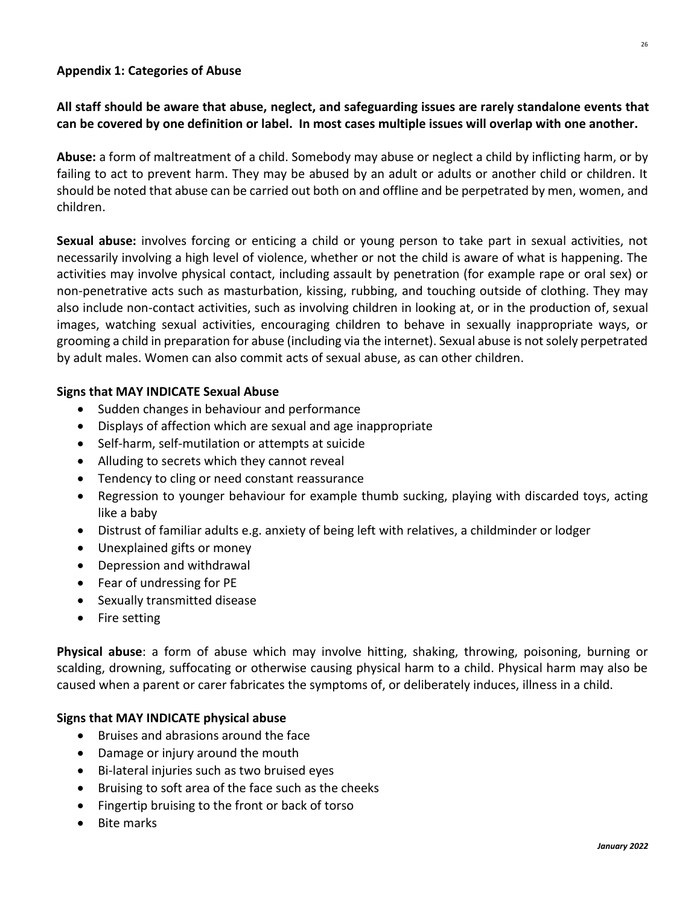## Appendix 1: Categories of Abuse

**All staff should be aware that abuse, neglect, and safeguarding issues are rarely standalone events that can be covered by one definition or label. In most cases multiple issues will overlap with one another.**

**Abuse:** a form of maltreatment of a child. Somebody may abuse or neglect a child by inflicting harm, or by failing to act to prevent harm. They may be abused by an adult or adults or another child or children. It should be noted that abuse can be carried out both on and offline and be perpetrated by men, women, and children.

**Sexual abuse:** involves forcing or enticing a child or young person to take part in sexual activities, not necessarily involving a high level of violence, whether or not the child is aware of what is happening. The activities may involve physical contact, including assault by penetration (for example rape or oral sex) or non-penetrative acts such as masturbation, kissing, rubbing, and touching outside of clothing. They may also include non-contact activities, such as involving children in looking at, or in the production of, sexual images, watching sexual activities, encouraging children to behave in sexually inappropriate ways, or grooming a child in preparation for abuse (including via the internet). Sexual abuse is not solely perpetrated by adult males. Women can also commit acts of sexual abuse, as can other children.

### Signs that MAY INDICATE Sexual Abuse

- Sudden changes in behaviour and performance
- Displays of affection which are sexual and age inappropriate
- Self-harm, self-mutilation or attempts at suicide
- Alluding to secrets which they cannot reveal
- Tendency to cling or need constant reassurance
- Regression to younger behaviour for example thumb sucking, playing with discarded toys, acting like a baby
- Distrust of familiar adults e.g. anxiety of being left with relatives, a childminder or lodger
- Unexplained gifts or money
- Depression and withdrawal
- Fear of undressing for PE
- Sexually transmitted disease
- Fire setting

**Physical abuse**: a form of abuse which may involve hitting, shaking, throwing, poisoning, burning or scalding, drowning, suffocating or otherwise causing physical harm to a child. Physical harm may also be caused when a parent or carer fabricates the symptoms of, or deliberately induces, illness in a child.

### Signs that MAY INDICATE physical abuse

- Bruises and abrasions around the face
- Damage or injury around the mouth
- Bi-lateral injuries such as two bruised eyes
- Bruising to soft area of the face such as the cheeks
- Fingertip bruising to the front or back of torso
- Bite marks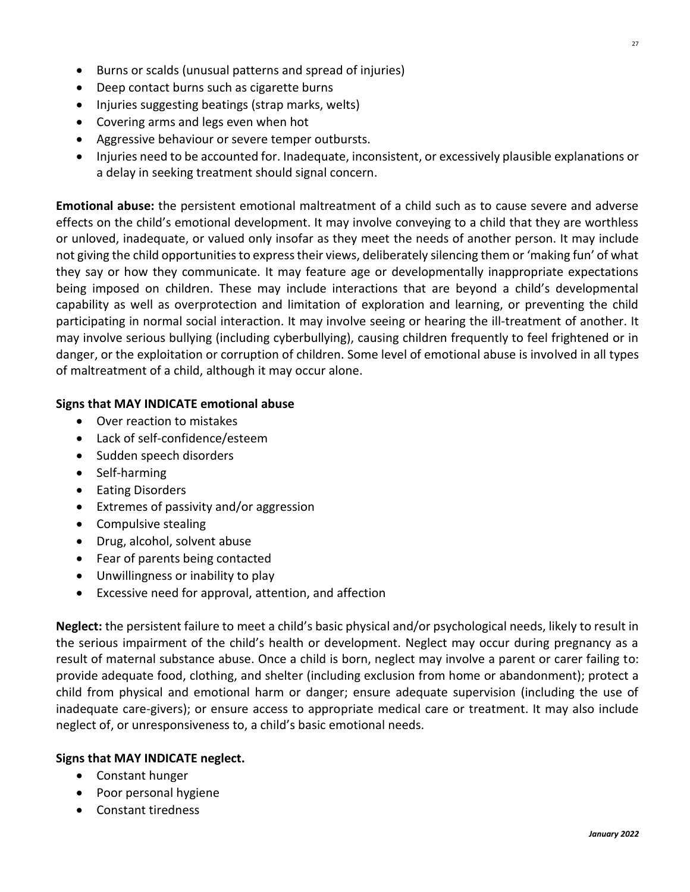- Burns or scalds (unusual patterns and spread of injuries)
- Deep contact burns such as cigarette burns
- Injuries suggesting beatings (strap marks, welts)
- Covering arms and legs even when hot
- Aggressive behaviour or severe temper outbursts.
- Injuries need to be accounted for. Inadequate, inconsistent, or excessively plausible explanations or a delay in seeking treatment should signal concern.

**Emotional abuse:** the persistent emotional maltreatment of a child such as to cause severe and adverse effects on the child's emotional development. It may involve conveying to a child that they are worthless or unloved, inadequate, or valued only insofar as they meet the needs of another person. It may include not giving the child opportunities to express their views, deliberately silencing them or 'making fun' of what they say or how they communicate. It may feature age or developmentally inappropriate expectations being imposed on children. These may include interactions that are beyond a child's developmental capability as well as overprotection and limitation of exploration and learning, or preventing the child participating in normal social interaction. It may involve seeing or hearing the ill-treatment of another. It may involve serious bullying (including cyberbullying), causing children frequently to feel frightened or in danger, or the exploitation or corruption of children. Some level of emotional abuse is involved in all types of maltreatment of a child, although it may occur alone.

**Signs that MAY INDICATE emotional abuse**

- Over reaction to mistakes
- Lack of self-confidence/esteem
- Sudden speech disorders
- Self-harming
- Eating Disorders
- Extremes of passivity and/or aggression
- Compulsive stealing
- Drug, alcohol, solvent abuse
- Fear of parents being contacted
- Unwillingness or inability to play
- Excessive need for approval, attention, and affection

**Neglect:** the persistent failure to meet a child's basic physical and/or psychological needs, likely to result in the serious impairment of the child's health or development. Neglect may occur during pregnancy as a result of maternal substance abuse. Once a child is born, neglect may involve a parent or carer failing to: provide adequate food, clothing, and shelter (including exclusion from home or abandonment); protect a child from physical and emotional harm or danger; ensure adequate supervision (including the use of inadequate care-givers); or ensure access to appropriate medical care or treatment. It may also include neglect of, or unresponsiveness to, a child's basic emotional needs.

**Signs that MAY INDICATE neglect.**

- Constant hunger
- Poor personal hygiene
- Constant tiredness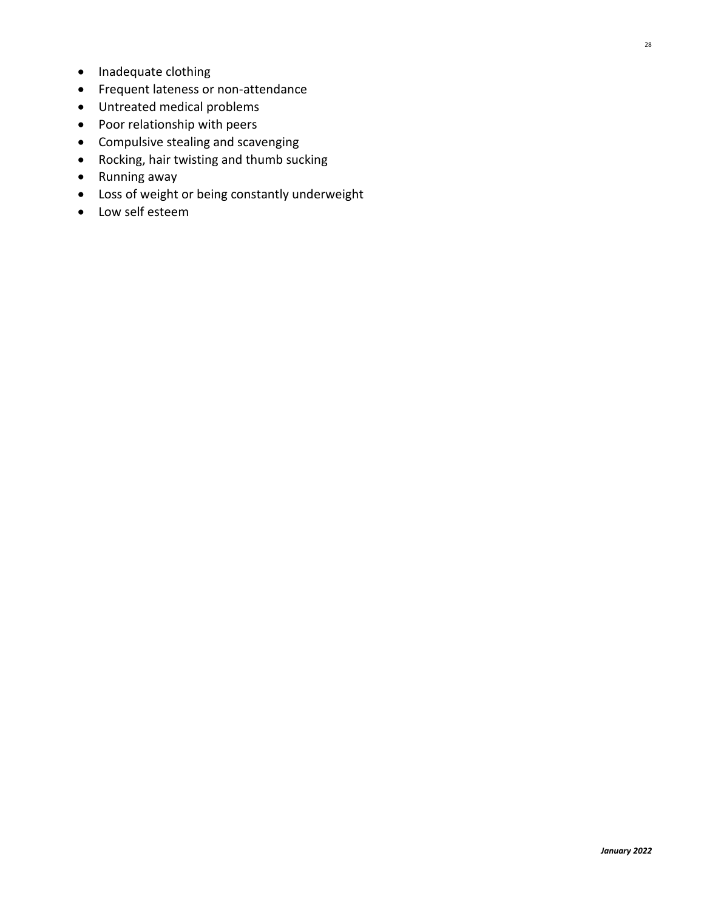- Inadequate clothing
- Frequent lateness or non-attendance
- Untreated medical problems
- Poor relationship with peers
- Compulsive stealing and scavenging
- Rocking, hair twisting and thumb sucking
- Running away
- Loss of weight or being constantly underweight
- Low self esteem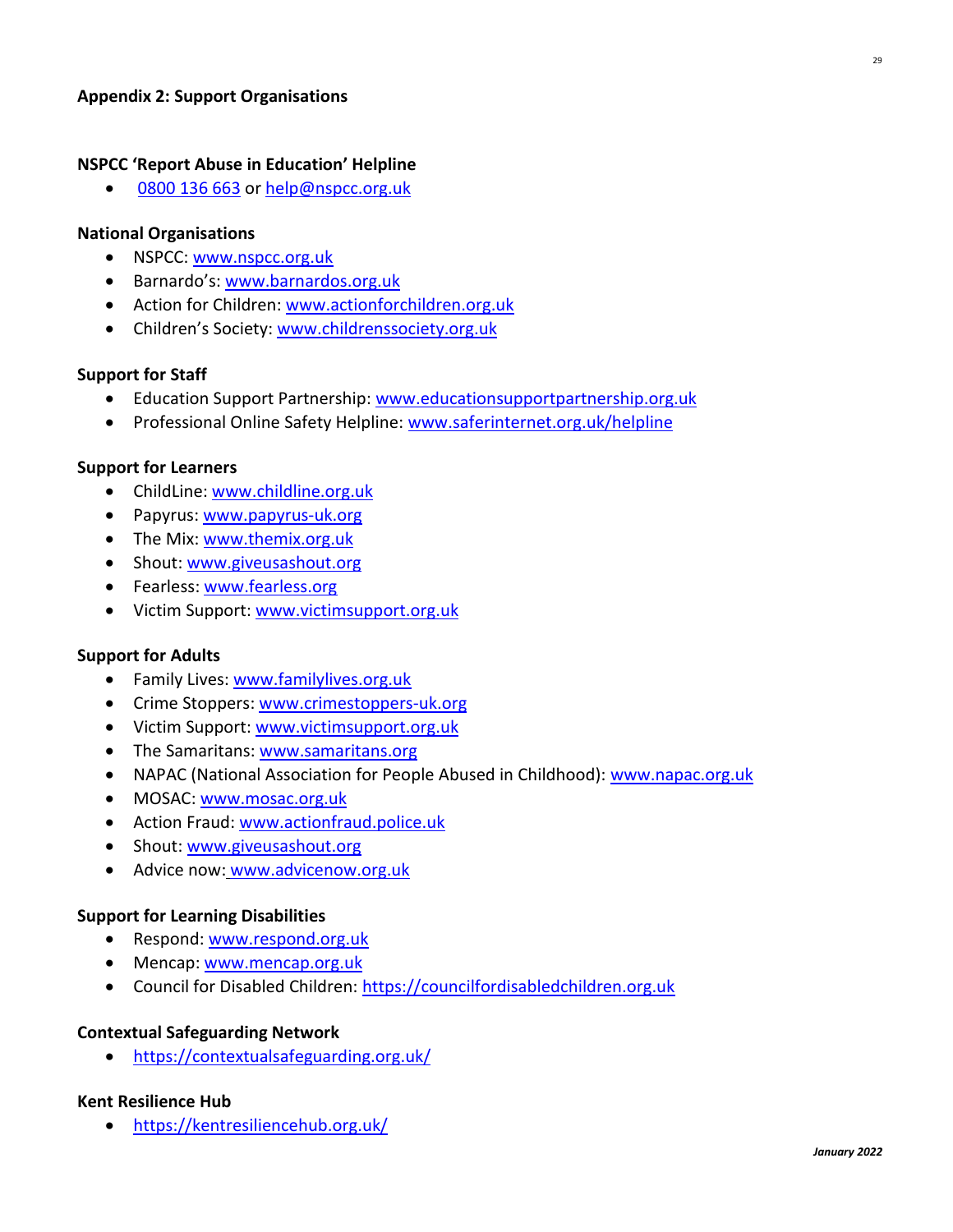## Appendix 2: Support Organisations

### NSPCC 'Report Abuse in Education' Helpline

- 0800 136 663 or help@nspcc.org.uk

### National Organisations

- NSPCC: www.nspcc.org.uk
- Barnardo's: www.barnardos.org.uk
- Action for Children: www.actionforchildren.org.uk
- Children's Society: www.childrenssociety.org.uk

### Support for Staff

- Education Support Partnership: www.educationsupportpartnership.org.uk
- Professional Online Safety Helpline: www.saferinternet.org.uk/helpline

### Support for Learners

- ChildLine: www.childline.org.uk
- Papyrus: www.papyrus-uk.org
- The Mix: www.themix.org.uk
- Shout: www.giveusashout.org
- Fearless: www.fearless.org
- Victim Support: www.victimsupport.org.uk

### Support for Adults

- Family Lives: www.familylives.org.uk
- Crime Stoppers: www.crimestoppers-uk.org
- Victim Support: www.victimsupport.org.uk
- The Samaritans: www.samaritans.org
- NAPAC (National Association for People Abused in Childhood): www.napac.org.uk
- MOSAC: www.mosac.org.uk
- Action Fraud: www.actionfraud.police.uk
- Shout: www.giveusashout.org
- Advice now: www.advicenow.org.uk

### Support for Learning Disabilities

- Respond: www.respond.org.uk
- Mencap: www.mencap.org.uk
- Council for Disabled Children: https://councilfordisabledchildren.org.uk

### Contextual Safeguarding Network

- https://contextualsafeguarding.org.uk/

### Kent Resilience Hub

- https://kentresiliencehub.org.uk/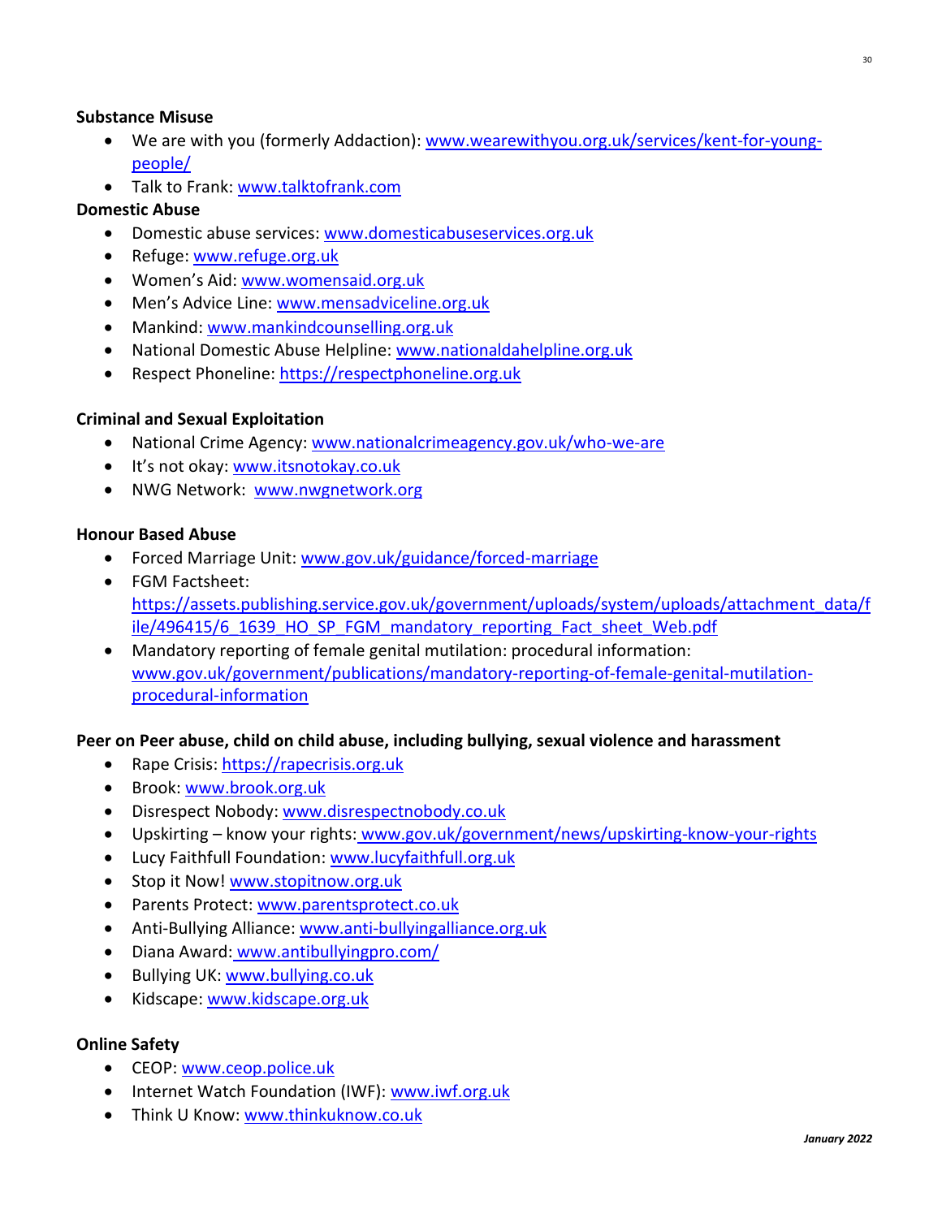**Substance Misuse**

- We are with you (formerly Addaction): www.wearewithyou.org.uk/services/kent-for-young-people/
- Talk to Frank: www.talktofrank.com

**Domestic Abuse**

- Domestic abuse services: www.domesticabuseservices.org.uk
- Refuge: www.refuge.org.uk
- Women's Aid: www.womensaid.org.uk
- Men's Advice Line: www.mensadviceline.org.uk
- Mankind: www.mankindcounselling.org.uk
- National Domestic Abuse Helpline: www.nationaldahelpline.org.uk
- Respect Phoneline: https://respectphoneline.org.uk

**Criminal and Sexual Exploitation**

- National Crime Agency: www.nationalcrimeagency.gov.uk/who-we-are
- It's not okay: www.itsnotokay.co.uk
- NWG Network: www.nwgnetwork.org

**Honour Based Abuse**

- Forced Marriage Unit: www.gov.uk/guidance/forced-marriage
- FGM Factsheet: https://assets.publishing.service.gov.uk/government/uploads/system/uploads/attachment_data/file/496415/6_1639_HO_SP_FGM_mandatory_reporting_Fact_sheet_Web.pdf
- Mandatory reporting of female genital mutilation: procedural information: www.gov.uk/government/publications/mandatory-reporting-of-female-genital-mutilation-procedural-information

**Peer on Peer abuse, child on child abuse, including bullying, sexual violence and harassment**

- Rape Crisis: https://rapecrisis.org.uk
- Brook: www.brook.org.uk
- Disrespect Nobody: www.disrespectnobody.co.uk
- Upskirting – know your rights: www.gov.uk/government/news/upskirting-know-your-rights
- Lucy Faithfull Foundation: www.lucyfaithfull.org.uk
- Stop it Now! www.stopitnow.org.uk
- Parents Protect: www.parentsprotect.co.uk
- Anti-Bullying Alliance: www.anti-bullyingalliance.org.uk
- Diana Award: www.antibullyingpro.com/
- Bullying UK: www.bullying.co.uk
- Kidscape: www.kidscape.org.uk

**Online Safety**

- CEOP: www.ceop.police.uk
- Internet Watch Foundation (IWF): www.iwf.org.uk
- Think U Know: www.thinkuknow.co.uk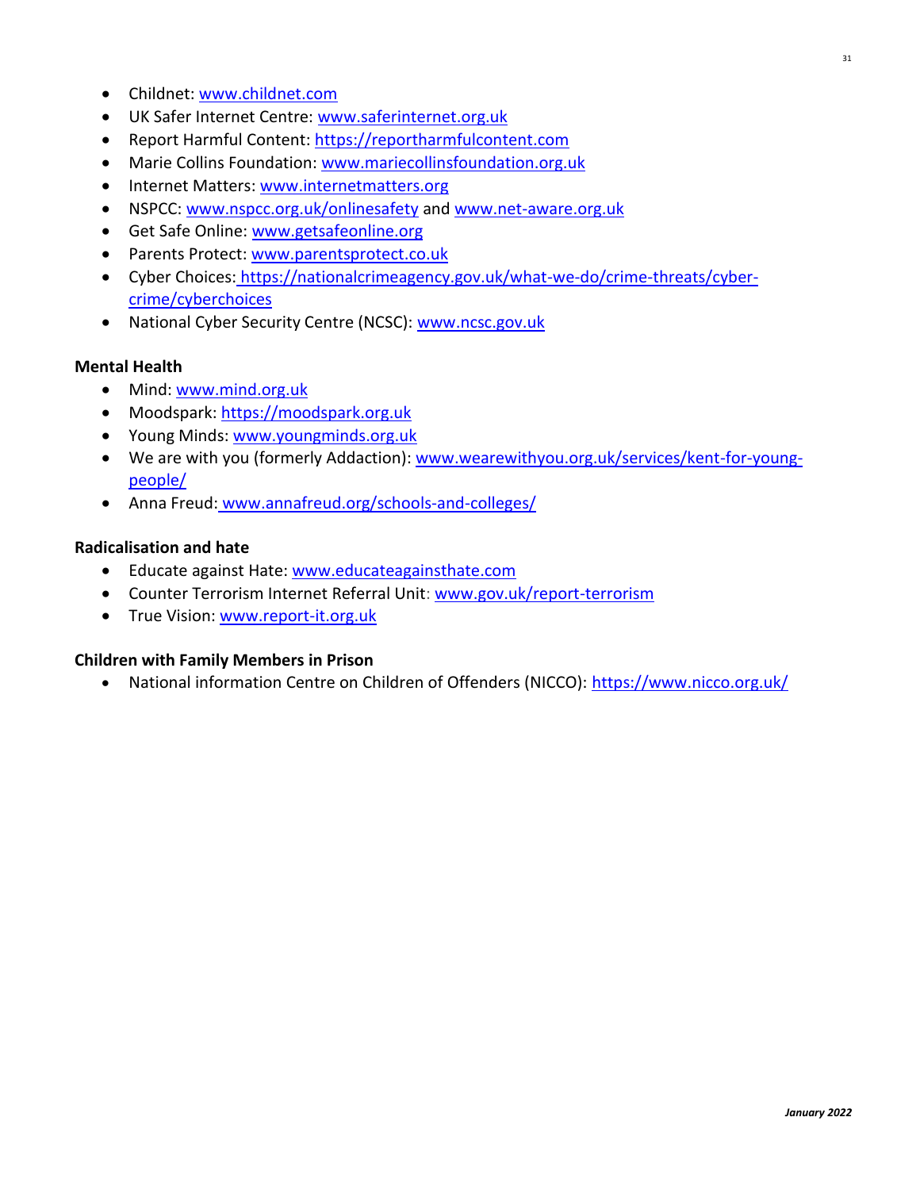- Childnet: www.childnet.com
- UK Safer Internet Centre: www.saferinternet.org.uk
- Report Harmful Content: https://reportharmfulcontent.com
- Marie Collins Foundation: www.mariecollinsfoundation.org.uk
- Internet Matters: www.internetmatters.org
- NSPCC: www.nspcc.org.uk/onlinesafety and www.net-aware.org.uk
- Get Safe Online: www.getsafeonline.org
- Parents Protect: www.parentsprotect.co.uk
- Cyber Choices: https://nationalcrimeagency.gov.uk/what-we-do/crime-threats/cyber-crime/cyberchoices
- National Cyber Security Centre (NCSC): www.ncsc.gov.uk

**Mental Health**

- Mind: www.mind.org.uk
- Moodspark: https://moodspark.org.uk
- Young Minds: www.youngminds.org.uk
- We are with you (formerly Addaction): www.wearewithyou.org.uk/services/kent-for-young-people/
- Anna Freud: www.annafreud.org/schools-and-colleges/

**Radicalisation and hate**

- Educate against Hate: www.educateagainsthate.com
- Counter Terrorism Internet Referral Unit: www.gov.uk/report-terrorism
- True Vision: www.report-it.org.uk

**Children with Family Members in Prison**

- National information Centre on Children of Offenders (NICCO): https://www.nicco.org.uk/

*January 2022*